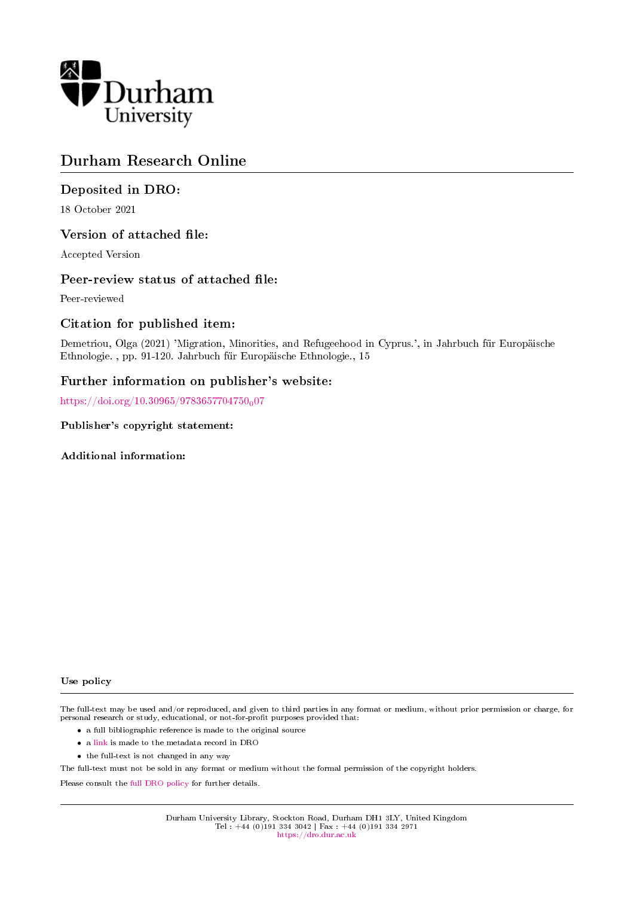Durham University

# Durham Research Online

## Deposited in DRO:

18 October 2021

## Version of attached file:

Accepted Version

## Peer-review status of attached file:

Peer-reviewed

## Citation for published item:

Demetriou, Olga (2021) 'Migration, Minorities, and Refugeehood in Cyprus.', in Jahrbuch für Europäische Ethnologie. , pp. 91-120. Jahrbuch für Europäische Ethnologie., 15

## Further information on publisher's website:

https://doi.org/10.30965/9783657704750_007

### Publisher's copyright statement:

### Additional information:

#### Use policy

The full-text may be used and/or reproduced, and given to third parties in any format or medium, without prior permission or charge, for personal research or study, educational, or not-for-profit purposes provided that:

- a full bibliographic reference is made to the original source
- a link is made to the metadata record in DRO
- the full-text is not changed in any way

The full-text must not be sold in any format or medium without the formal permission of the copyright holders.

Please consult the full DRO policy for further details.

Durham University Library, Stockton Road, Durham DH1 3LY, United Kingdom
Tel : +44 (0)191 334 3042 | Fax : +44 (0)191 334 2971
https://dro.dur.ac.uk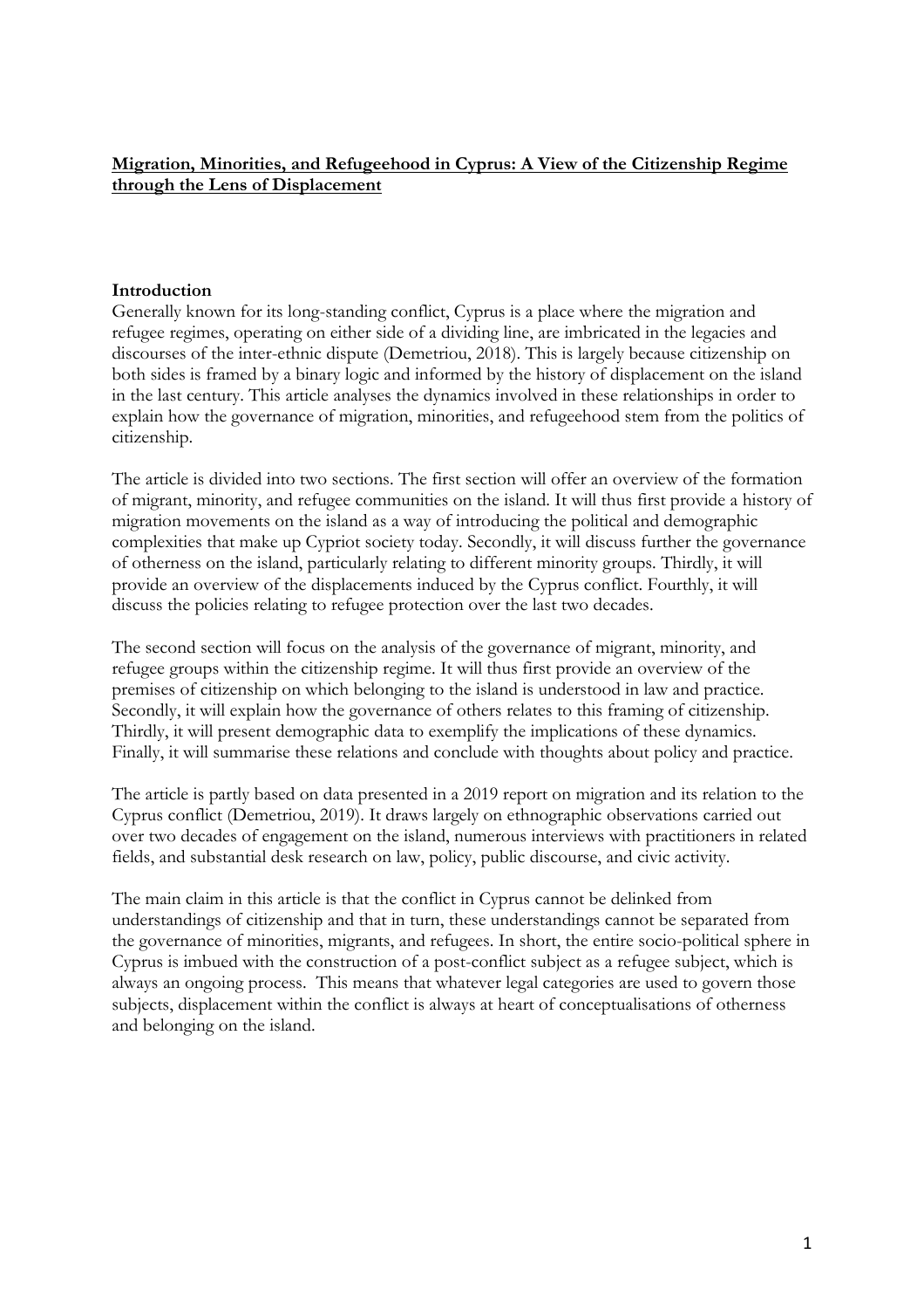**Migration, Minorities, and Refugeehood in Cyprus: A View of the Citizenship Regime through the Lens of Displacement**

## Introduction

Generally known for its long-standing conflict, Cyprus is a place where the migration and refugee regimes, operating on either side of a dividing line, are imbricated in the legacies and discourses of the inter-ethnic dispute (Demetriou, 2018). This is largely because citizenship on both sides is framed by a binary logic and informed by the history of displacement on the island in the last century. This article analyses the dynamics involved in these relationships in order to explain how the governance of migration, minorities, and refugeehood stem from the politics of citizenship.

The article is divided into two sections. The first section will offer an overview of the formation of migrant, minority, and refugee communities on the island. It will thus first provide a history of migration movements on the island as a way of introducing the political and demographic complexities that make up Cypriot society today. Secondly, it will discuss further the governance of otherness on the island, particularly relating to different minority groups. Thirdly, it will provide an overview of the displacements induced by the Cyprus conflict. Fourthly, it will discuss the policies relating to refugee protection over the last two decades.

The second section will focus on the analysis of the governance of migrant, minority, and refugee groups within the citizenship regime. It will thus first provide an overview of the premises of citizenship on which belonging to the island is understood in law and practice. Secondly, it will explain how the governance of others relates to this framing of citizenship. Thirdly, it will present demographic data to exemplify the implications of these dynamics. Finally, it will summarise these relations and conclude with thoughts about policy and practice.

The article is partly based on data presented in a 2019 report on migration and its relation to the Cyprus conflict (Demetriou, 2019). It draws largely on ethnographic observations carried out over two decades of engagement on the island, numerous interviews with practitioners in related fields, and substantial desk research on law, policy, public discourse, and civic activity.

The main claim in this article is that the conflict in Cyprus cannot be delinked from understandings of citizenship and that in turn, these understandings cannot be separated from the governance of minorities, migrants, and refugees. In short, the entire socio-political sphere in Cyprus is imbued with the construction of a post-conflict subject as a refugee subject, which is always an ongoing process. This means that whatever legal categories are used to govern those subjects, displacement within the conflict is always at heart of conceptualisations of otherness and belonging on the island.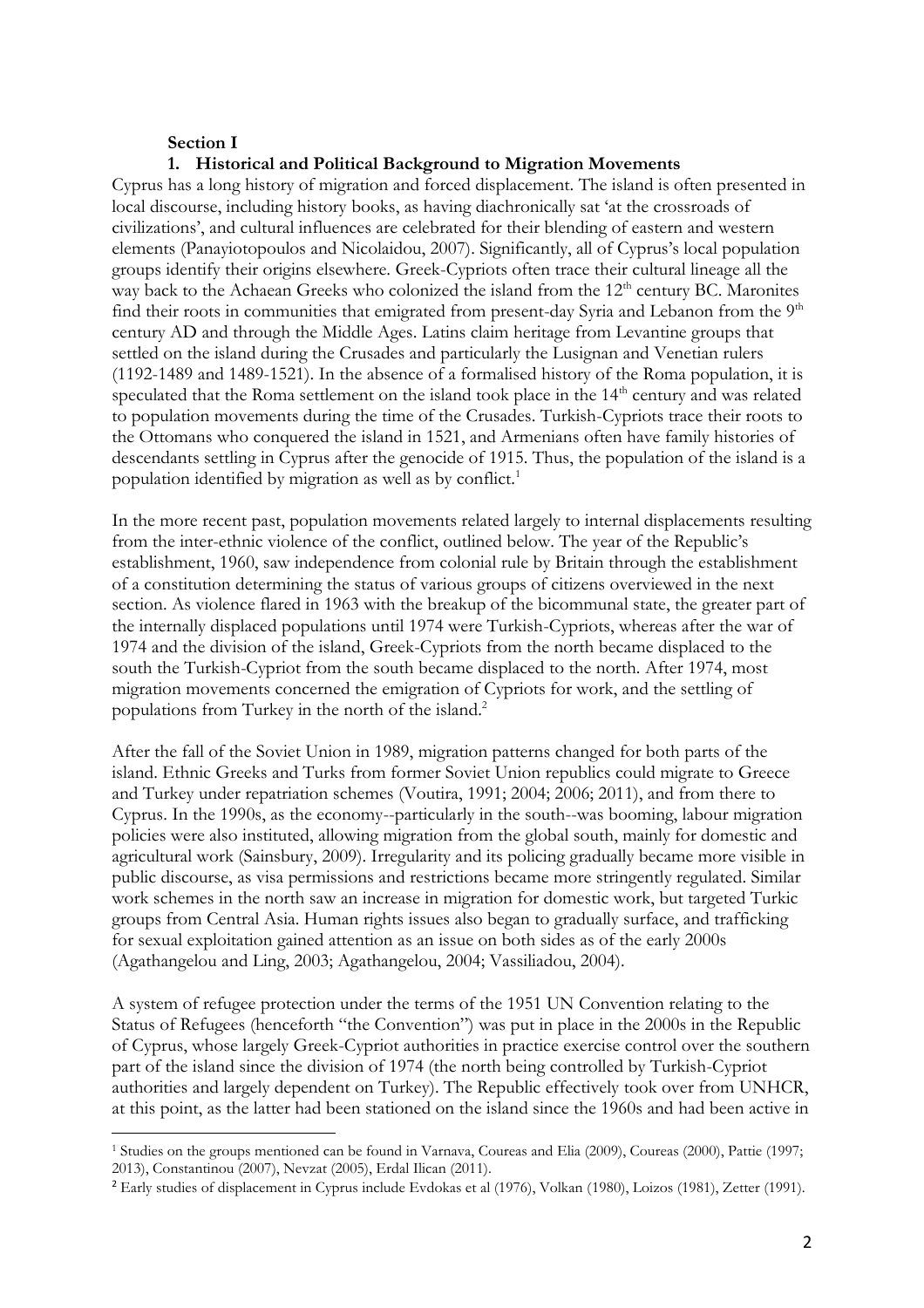**Section I**

## 1. Historical and Political Background to Migration Movements

Cyprus has a long history of migration and forced displacement. The island is often presented in local discourse, including history books, as having diachronically sat 'at the crossroads of civilizations', and cultural influences are celebrated for their blending of eastern and western elements (Panayiotopoulos and Nicolaidou, 2007). Significantly, all of Cyprus's local population groups identify their origins elsewhere. Greek-Cypriots often trace their cultural lineage all the way back to the Achaean Greeks who colonized the island from the 12th century BC. Maronites find their roots in communities that emigrated from present-day Syria and Lebanon from the 9th century AD and through the Middle Ages. Latins claim heritage from Levantine groups that settled on the island during the Crusades and particularly the Lusignan and Venetian rulers (1192-1489 and 1489-1521). In the absence of a formalised history of the Roma population, it is speculated that the Roma settlement on the island took place in the 14th century and was related to population movements during the time of the Crusades. Turkish-Cypriots trace their roots to the Ottomans who conquered the island in 1521, and Armenians often have family histories of descendants settling in Cyprus after the genocide of 1915. Thus, the population of the island is a population identified by migration as well as by conflict.[1]

In the more recent past, population movements related largely to internal displacements resulting from the inter-ethnic violence of the conflict, outlined below. The year of the Republic's establishment, 1960, saw independence from colonial rule by Britain through the establishment of a constitution determining the status of various groups of citizens overviewed in the next section. As violence flared in 1963 with the breakup of the bicommunal state, the greater part of the internally displaced populations until 1974 were Turkish-Cypriots, whereas after the war of 1974 and the division of the island, Greek-Cypriots from the north became displaced to the south the Turkish-Cypriot from the south became displaced to the north. After 1974, most migration movements concerned the emigration of Cypriots for work, and the settling of populations from Turkey in the north of the island.[2]

After the fall of the Soviet Union in 1989, migration patterns changed for both parts of the island. Ethnic Greeks and Turks from former Soviet Union republics could migrate to Greece and Turkey under repatriation schemes (Voutira, 1991; 2004; 2006; 2011), and from there to Cyprus. In the 1990s, as the economy--particularly in the south--was booming, labour migration policies were also instituted, allowing migration from the global south, mainly for domestic and agricultural work (Sainsbury, 2009). Irregularity and its policing gradually became more visible in public discourse, as visa permissions and restrictions became more stringently regulated. Similar work schemes in the north saw an increase in migration for domestic work, but targeted Turkic groups from Central Asia. Human rights issues also began to gradually surface, and trafficking for sexual exploitation gained attention as an issue on both sides as of the early 2000s (Agathangelou and Ling, 2003; Agathangelou, 2004; Vassiliadou, 2004).

A system of refugee protection under the terms of the 1951 UN Convention relating to the Status of Refugees (henceforth "the Convention") was put in place in the 2000s in the Republic of Cyprus, whose largely Greek-Cypriot authorities in practice exercise control over the southern part of the island since the division of 1974 (the north being controlled by Turkish-Cypriot authorities and largely dependent on Turkey). The Republic effectively took over from UNHCR, at this point, as the latter had been stationed on the island since the 1960s and had been active in

---

[1] Studies on the groups mentioned can be found in Varnava, Coureas and Elia (2009), Coureas (2000), Pattie (1997; 2013), Constantinou (2007), Nevzat (2005), Erdal Ilican (2011).

[2] Early studies of displacement in Cyprus include Evdokas et al (1976), Volkan (1980), Loizos (1981), Zetter (1991).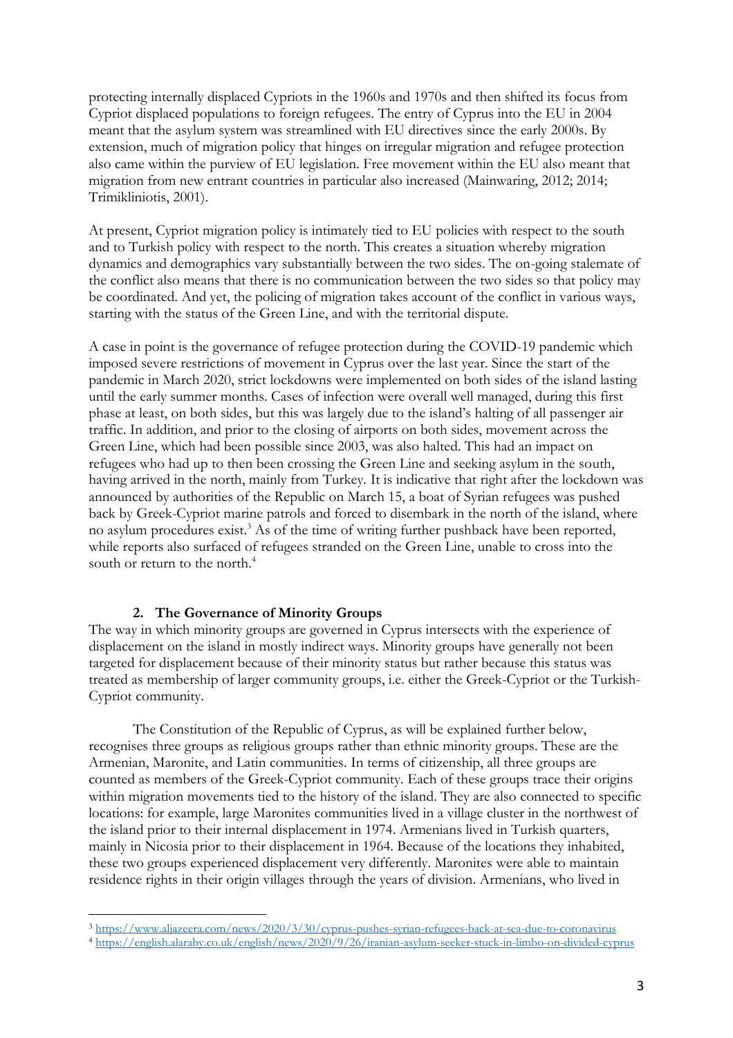protecting internally displaced Cypriots in the 1960s and 1970s and then shifted its focus from Cypriot displaced populations to foreign refugees. The entry of Cyprus into the EU in 2004 meant that the asylum system was streamlined with EU directives since the early 2000s. By extension, much of migration policy that hinges on irregular migration and refugee protection also came within the purview of EU legislation. Free movement within the EU also meant that migration from new entrant countries in particular also increased (Mainwaring, 2012; 2014; Trimikliniotis, 2001).

At present, Cypriot migration policy is intimately tied to EU policies with respect to the south and to Turkish policy with respect to the north. This creates a situation whereby migration dynamics and demographics vary substantially between the two sides. The on-going stalemate of the conflict also means that there is no communication between the two sides so that policy may be coordinated. And yet, the policing of migration takes account of the conflict in various ways, starting with the status of the Green Line, and with the territorial dispute.

A case in point is the governance of refugee protection during the COVID-19 pandemic which imposed severe restrictions of movement in Cyprus over the last year. Since the start of the pandemic in March 2020, strict lockdowns were implemented on both sides of the island lasting until the early summer months. Cases of infection were overall well managed, during this first phase at least, on both sides, but this was largely due to the island's halting of all passenger air traffic. In addition, and prior to the closing of airports on both sides, movement across the Green Line, which had been possible since 2003, was also halted. This had an impact on refugees who had up to then been crossing the Green Line and seeking asylum in the south, having arrived in the north, mainly from Turkey. It is indicative that right after the lockdown was announced by authorities of the Republic on March 15, a boat of Syrian refugees was pushed back by Greek-Cypriot marine patrols and forced to disembark in the north of the island, where no asylum procedures exist.[3] As of the time of writing further pushback have been reported, while reports also surfaced of refugees stranded on the Green Line, unable to cross into the south or return to the north.[4]

## 2. The Governance of Minority Groups

The way in which minority groups are governed in Cyprus intersects with the experience of displacement on the island in mostly indirect ways. Minority groups have generally not been targeted for displacement because of their minority status but rather because this status was treated as membership of larger community groups, i.e. either the Greek-Cypriot or the Turkish-Cypriot community.

The Constitution of the Republic of Cyprus, as will be explained further below, recognises three groups as religious groups rather than ethnic minority groups. These are the Armenian, Maronite, and Latin communities. In terms of citizenship, all three groups are counted as members of the Greek-Cypriot community. Each of these groups trace their origins within migration movements tied to the history of the island. They are also connected to specific locations: for example, large Maronites communities lived in a village cluster in the northwest of the island prior to their internal displacement in 1974. Armenians lived in Turkish quarters, mainly in Nicosia prior to their displacement in 1964. Because of the locations they inhabited, these two groups experienced displacement very differently. Maronites were able to maintain residence rights in their origin villages through the years of division. Armenians, who lived in

[3] https://www.aljazeera.com/news/2020/3/30/cyprus-pushes-syrian-refugees-back-at-sea-due-to-coronavirus

[4] https://english.alaraby.co.uk/english/news/2020/9/26/iranian-asylum-seeker-stuck-in-limbo-on-divided-cyprus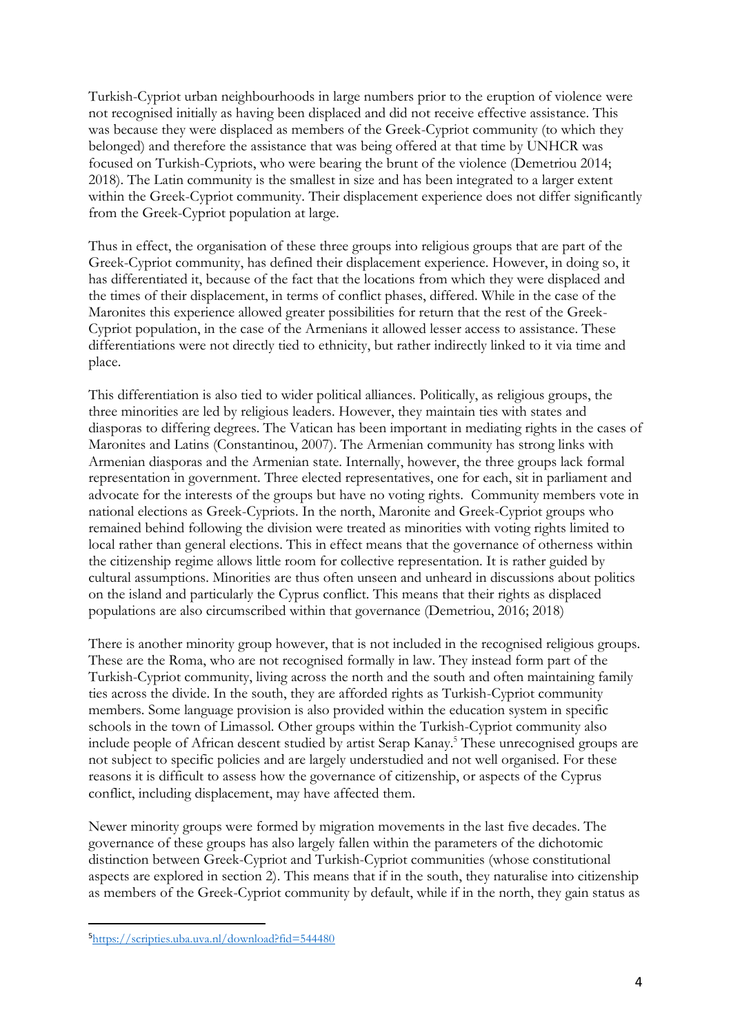Turkish-Cypriot urban neighbourhoods in large numbers prior to the eruption of violence were not recognised initially as having been displaced and did not receive effective assistance. This was because they were displaced as members of the Greek-Cypriot community (to which they belonged) and therefore the assistance that was being offered at that time by UNHCR was focused on Turkish-Cypriots, who were bearing the brunt of the violence (Demetriou 2014; 2018). The Latin community is the smallest in size and has been integrated to a larger extent within the Greek-Cypriot community. Their displacement experience does not differ significantly from the Greek-Cypriot population at large.

Thus in effect, the organisation of these three groups into religious groups that are part of the Greek-Cypriot community, has defined their displacement experience. However, in doing so, it has differentiated it, because of the fact that the locations from which they were displaced and the times of their displacement, in terms of conflict phases, differed. While in the case of the Maronites this experience allowed greater possibilities for return that the rest of the Greek-Cypriot population, in the case of the Armenians it allowed lesser access to assistance. These differentiations were not directly tied to ethnicity, but rather indirectly linked to it via time and place.

This differentiation is also tied to wider political alliances. Politically, as religious groups, the three minorities are led by religious leaders. However, they maintain ties with states and diasporas to differing degrees. The Vatican has been important in mediating rights in the cases of Maronites and Latins (Constantinou, 2007). The Armenian community has strong links with Armenian diasporas and the Armenian state. Internally, however, the three groups lack formal representation in government. Three elected representatives, one for each, sit in parliament and advocate for the interests of the groups but have no voting rights. Community members vote in national elections as Greek-Cypriots. In the north, Maronite and Greek-Cypriot groups who remained behind following the division were treated as minorities with voting rights limited to local rather than general elections. This in effect means that the governance of otherness within the citizenship regime allows little room for collective representation. It is rather guided by cultural assumptions. Minorities are thus often unseen and unheard in discussions about politics on the island and particularly the Cyprus conflict. This means that their rights as displaced populations are also circumscribed within that governance (Demetriou, 2016; 2018)

There is another minority group however, that is not included in the recognised religious groups. These are the Roma, who are not recognised formally in law. They instead form part of the Turkish-Cypriot community, living across the north and the south and often maintaining family ties across the divide. In the south, they are afforded rights as Turkish-Cypriot community members. Some language provision is also provided within the education system in specific schools in the town of Limassol. Other groups within the Turkish-Cypriot community also include people of African descent studied by artist Serap Kanay.[5] These unrecognised groups are not subject to specific policies and are largely understudied and not well organised. For these reasons it is difficult to assess how the governance of citizenship, or aspects of the Cyprus conflict, including displacement, may have affected them.

Newer minority groups were formed by migration movements in the last five decades. The governance of these groups has also largely fallen within the parameters of the dichotomic distinction between Greek-Cypriot and Turkish-Cypriot communities (whose constitutional aspects are explored in section 2). This means that if in the south, they naturalise into citizenship as members of the Greek-Cypriot community by default, while if in the north, they gain status as

[5] https://scripties.uba.uva.nl/download?fid=544480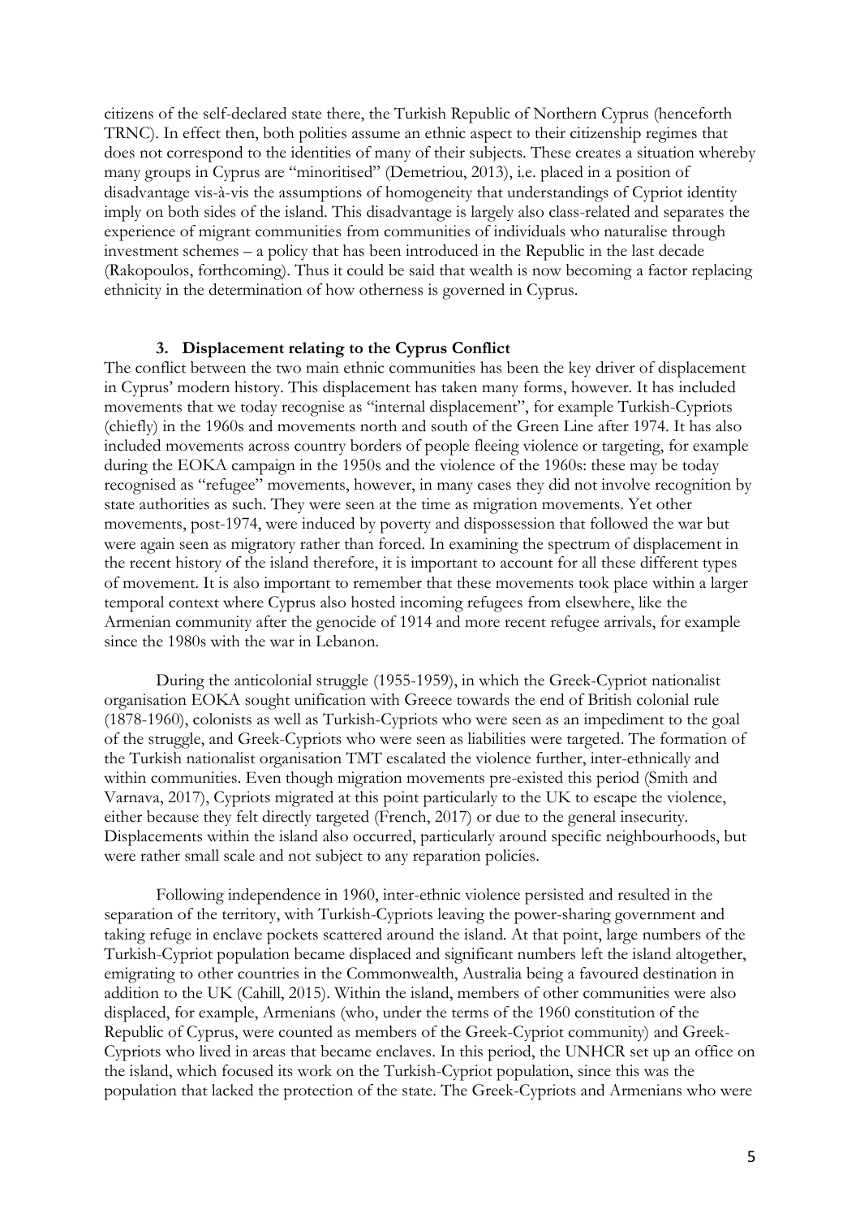citizens of the self-declared state there, the Turkish Republic of Northern Cyprus (henceforth TRNC). In effect then, both polities assume an ethnic aspect to their citizenship regimes that does not correspond to the identities of many of their subjects. These creates a situation whereby many groups in Cyprus are "minoritised" (Demetriou, 2013), i.e. placed in a position of disadvantage vis-à-vis the assumptions of homogeneity that understandings of Cypriot identity imply on both sides of the island. This disadvantage is largely also class-related and separates the experience of migrant communities from communities of individuals who naturalise through investment schemes – a policy that has been introduced in the Republic in the last decade (Rakopoulos, forthcoming). Thus it could be said that wealth is now becoming a factor replacing ethnicity in the determination of how otherness is governed in Cyprus.

## 3. Displacement relating to the Cyprus Conflict

The conflict between the two main ethnic communities has been the key driver of displacement in Cyprus' modern history. This displacement has taken many forms, however. It has included movements that we today recognise as "internal displacement", for example Turkish-Cypriots (chiefly) in the 1960s and movements north and south of the Green Line after 1974. It has also included movements across country borders of people fleeing violence or targeting, for example during the EOKA campaign in the 1950s and the violence of the 1960s: these may be today recognised as "refugee" movements, however, in many cases they did not involve recognition by state authorities as such. They were seen at the time as migration movements. Yet other movements, post-1974, were induced by poverty and dispossession that followed the war but were again seen as migratory rather than forced. In examining the spectrum of displacement in the recent history of the island therefore, it is important to account for all these different types of movement. It is also important to remember that these movements took place within a larger temporal context where Cyprus also hosted incoming refugees from elsewhere, like the Armenian community after the genocide of 1914 and more recent refugee arrivals, for example since the 1980s with the war in Lebanon.

During the anticolonial struggle (1955-1959), in which the Greek-Cypriot nationalist organisation EOKA sought unification with Greece towards the end of British colonial rule (1878-1960), colonists as well as Turkish-Cypriots who were seen as an impediment to the goal of the struggle, and Greek-Cypriots who were seen as liabilities were targeted. The formation of the Turkish nationalist organisation TMT escalated the violence further, inter-ethnically and within communities. Even though migration movements pre-existed this period (Smith and Varnava, 2017), Cypriots migrated at this point particularly to the UK to escape the violence, either because they felt directly targeted (French, 2017) or due to the general insecurity. Displacements within the island also occurred, particularly around specific neighbourhoods, but were rather small scale and not subject to any reparation policies.

Following independence in 1960, inter-ethnic violence persisted and resulted in the separation of the territory, with Turkish-Cypriots leaving the power-sharing government and taking refuge in enclave pockets scattered around the island. At that point, large numbers of the Turkish-Cypriot population became displaced and significant numbers left the island altogether, emigrating to other countries in the Commonwealth, Australia being a favoured destination in addition to the UK (Cahill, 2015). Within the island, members of other communities were also displaced, for example, Armenians (who, under the terms of the 1960 constitution of the Republic of Cyprus, were counted as members of the Greek-Cypriot community) and Greek-Cypriots who lived in areas that became enclaves. In this period, the UNHCR set up an office on the island, which focused its work on the Turkish-Cypriot population, since this was the population that lacked the protection of the state. The Greek-Cypriots and Armenians who were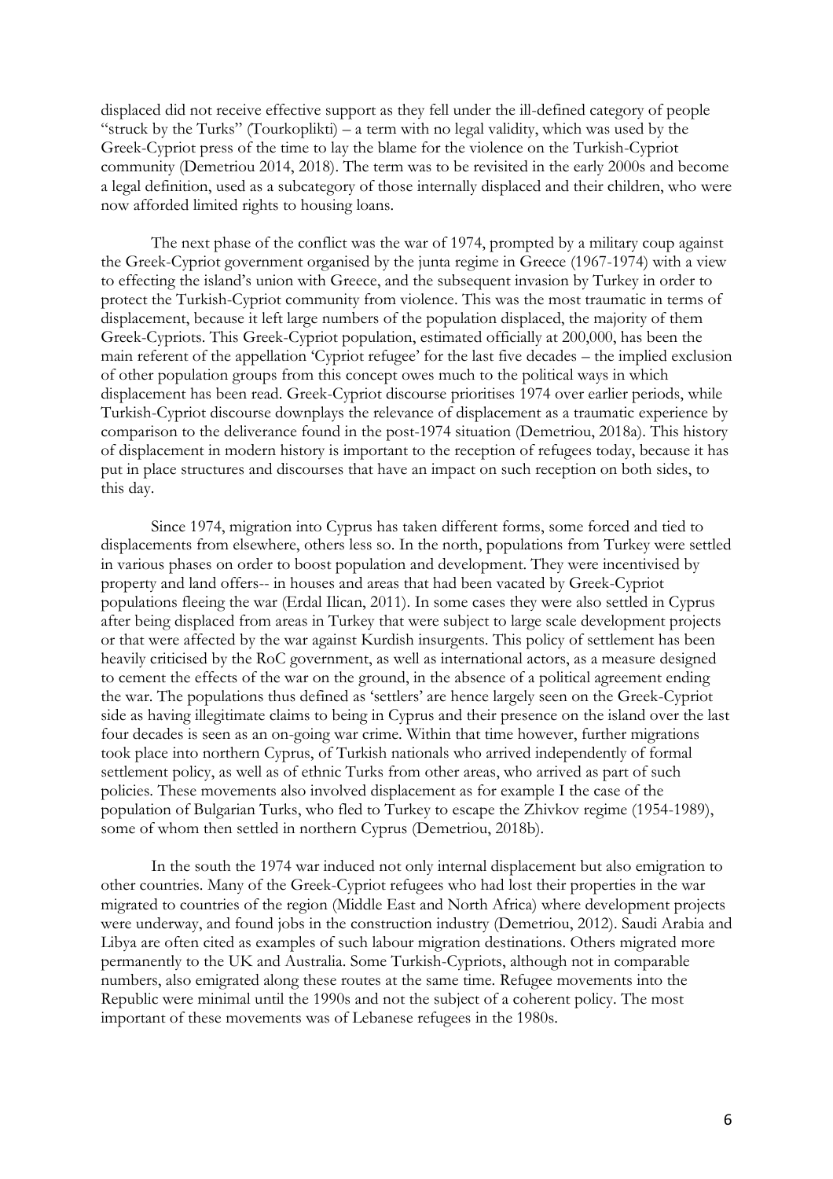displaced did not receive effective support as they fell under the ill-defined category of people "struck by the Turks" (Tourkoplikti) – a term with no legal validity, which was used by the Greek-Cypriot press of the time to lay the blame for the violence on the Turkish-Cypriot community (Demetriou 2014, 2018). The term was to be revisited in the early 2000s and become a legal definition, used as a subcategory of those internally displaced and their children, who were now afforded limited rights to housing loans.

The next phase of the conflict was the war of 1974, prompted by a military coup against the Greek-Cypriot government organised by the junta regime in Greece (1967-1974) with a view to effecting the island's union with Greece, and the subsequent invasion by Turkey in order to protect the Turkish-Cypriot community from violence. This was the most traumatic in terms of displacement, because it left large numbers of the population displaced, the majority of them Greek-Cypriots. This Greek-Cypriot population, estimated officially at 200,000, has been the main referent of the appellation 'Cypriot refugee' for the last five decades – the implied exclusion of other population groups from this concept owes much to the political ways in which displacement has been read. Greek-Cypriot discourse prioritises 1974 over earlier periods, while Turkish-Cypriot discourse downplays the relevance of displacement as a traumatic experience by comparison to the deliverance found in the post-1974 situation (Demetriou, 2018a). This history of displacement in modern history is important to the reception of refugees today, because it has put in place structures and discourses that have an impact on such reception on both sides, to this day.

Since 1974, migration into Cyprus has taken different forms, some forced and tied to displacements from elsewhere, others less so. In the north, populations from Turkey were settled in various phases on order to boost population and development. They were incentivised by property and land offers-- in houses and areas that had been vacated by Greek-Cypriot populations fleeing the war (Erdal Ilican, 2011). In some cases they were also settled in Cyprus after being displaced from areas in Turkey that were subject to large scale development projects or that were affected by the war against Kurdish insurgents. This policy of settlement has been heavily criticised by the RoC government, as well as international actors, as a measure designed to cement the effects of the war on the ground, in the absence of a political agreement ending the war. The populations thus defined as 'settlers' are hence largely seen on the Greek-Cypriot side as having illegitimate claims to being in Cyprus and their presence on the island over the last four decades is seen as an on-going war crime. Within that time however, further migrations took place into northern Cyprus, of Turkish nationals who arrived independently of formal settlement policy, as well as of ethnic Turks from other areas, who arrived as part of such policies. These movements also involved displacement as for example I the case of the population of Bulgarian Turks, who fled to Turkey to escape the Zhivkov regime (1954-1989), some of whom then settled in northern Cyprus (Demetriou, 2018b).

In the south the 1974 war induced not only internal displacement but also emigration to other countries. Many of the Greek-Cypriot refugees who had lost their properties in the war migrated to countries of the region (Middle East and North Africa) where development projects were underway, and found jobs in the construction industry (Demetriou, 2012). Saudi Arabia and Libya are often cited as examples of such labour migration destinations. Others migrated more permanently to the UK and Australia. Some Turkish-Cypriots, although not in comparable numbers, also emigrated along these routes at the same time. Refugee movements into the Republic were minimal until the 1990s and not the subject of a coherent policy. The most important of these movements was of Lebanese refugees in the 1980s.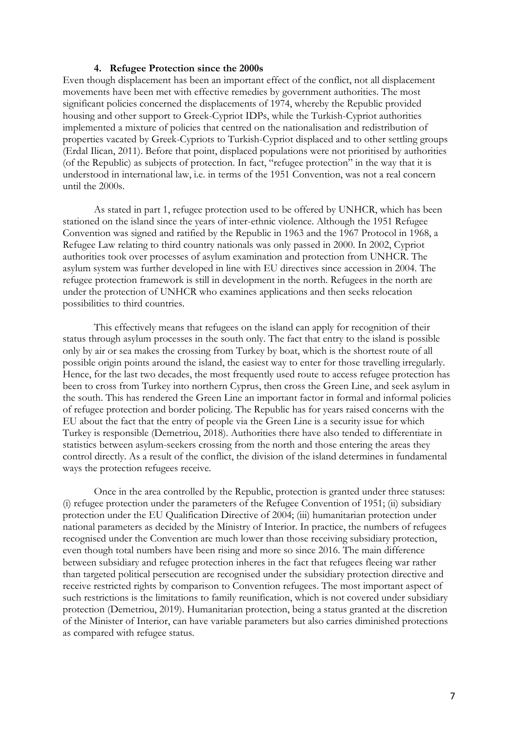#### 4. Refugee Protection since the 2000s

Even though displacement has been an important effect of the conflict, not all displacement movements have been met with effective remedies by government authorities. The most significant policies concerned the displacements of 1974, whereby the Republic provided housing and other support to Greek-Cypriot IDPs, while the Turkish-Cypriot authorities implemented a mixture of policies that centred on the nationalisation and redistribution of properties vacated by Greek-Cypriots to Turkish-Cypriot displaced and to other settling groups (Erdal Ilican, 2011). Before that point, displaced populations were not prioritised by authorities (of the Republic) as subjects of protection. In fact, "refugee protection" in the way that it is understood in international law, i.e. in terms of the 1951 Convention, was not a real concern until the 2000s.

As stated in part 1, refugee protection used to be offered by UNHCR, which has been stationed on the island since the years of inter-ethnic violence. Although the 1951 Refugee Convention was signed and ratified by the Republic in 1963 and the 1967 Protocol in 1968, a Refugee Law relating to third country nationals was only passed in 2000. In 2002, Cypriot authorities took over processes of asylum examination and protection from UNHCR. The asylum system was further developed in line with EU directives since accession in 2004. The refugee protection framework is still in development in the north. Refugees in the north are under the protection of UNHCR who examines applications and then seeks relocation possibilities to third countries.

This effectively means that refugees on the island can apply for recognition of their status through asylum processes in the south only. The fact that entry to the island is possible only by air or sea makes the crossing from Turkey by boat, which is the shortest route of all possible origin points around the island, the easiest way to enter for those travelling irregularly. Hence, for the last two decades, the most frequently used route to access refugee protection has been to cross from Turkey into northern Cyprus, then cross the Green Line, and seek asylum in the south. This has rendered the Green Line an important factor in formal and informal policies of refugee protection and border policing. The Republic has for years raised concerns with the EU about the fact that the entry of people via the Green Line is a security issue for which Turkey is responsible (Demetriou, 2018). Authorities there have also tended to differentiate in statistics between asylum-seekers crossing from the north and those entering the areas they control directly. As a result of the conflict, the division of the island determines in fundamental ways the protection refugees receive.

Once in the area controlled by the Republic, protection is granted under three statuses: (i) refugee protection under the parameters of the Refugee Convention of 1951; (ii) subsidiary protection under the EU Qualification Directive of 2004; (iii) humanitarian protection under national parameters as decided by the Ministry of Interior. In practice, the numbers of refugees recognised under the Convention are much lower than those receiving subsidiary protection, even though total numbers have been rising and more so since 2016. The main difference between subsidiary and refugee protection inheres in the fact that refugees fleeing war rather than targeted political persecution are recognised under the subsidiary protection directive and receive restricted rights by comparison to Convention refugees. The most important aspect of such restrictions is the limitations to family reunification, which is not covered under subsidiary protection (Demetriou, 2019). Humanitarian protection, being a status granted at the discretion of the Minister of Interior, can have variable parameters but also carries diminished protections as compared with refugee status.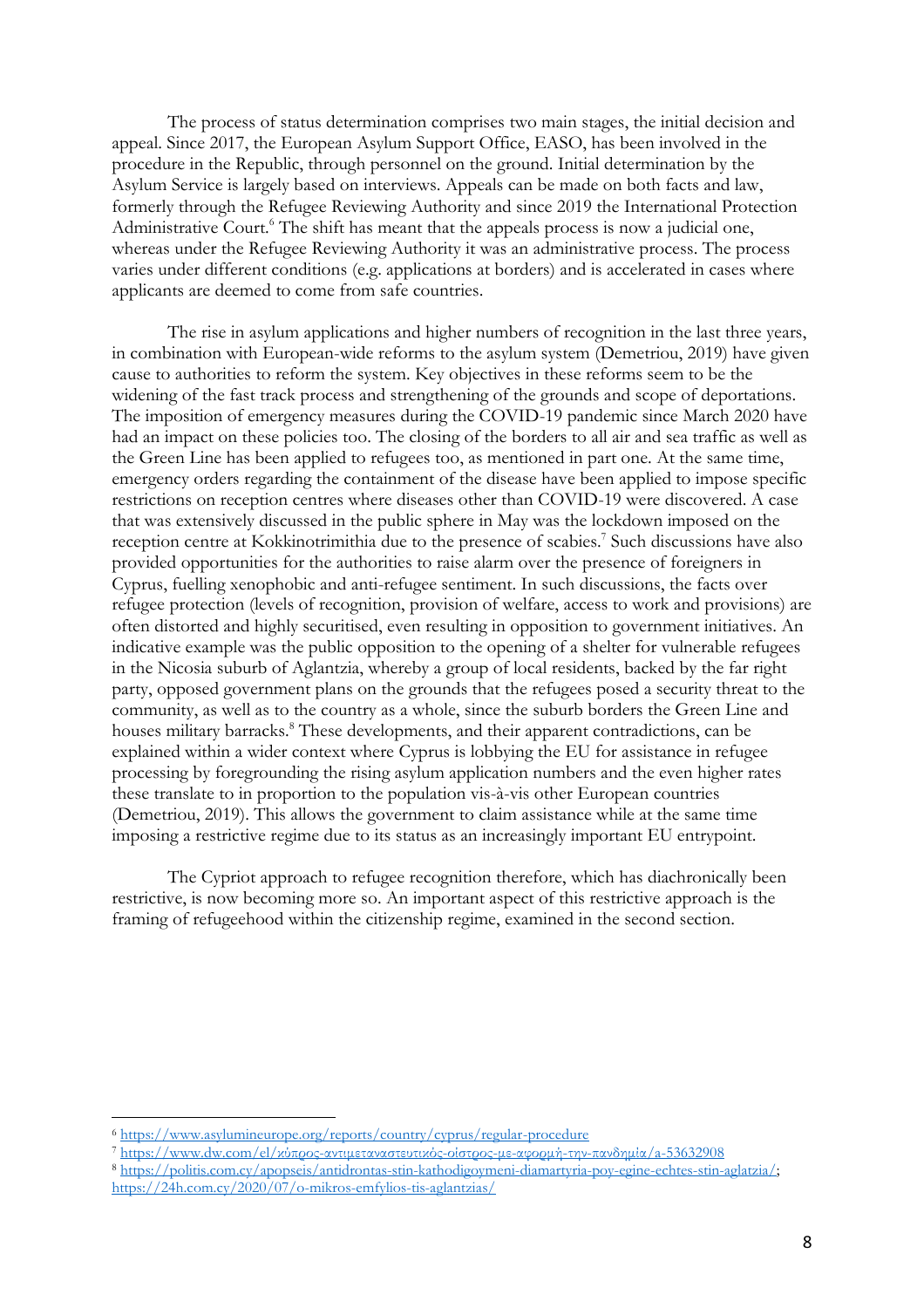The process of status determination comprises two main stages, the initial decision and appeal. Since 2017, the European Asylum Support Office, EASO, has been involved in the procedure in the Republic, through personnel on the ground. Initial determination by the Asylum Service is largely based on interviews. Appeals can be made on both facts and law, formerly through the Refugee Reviewing Authority and since 2019 the International Protection Administrative Court.[6] The shift has meant that the appeals process is now a judicial one, whereas under the Refugee Reviewing Authority it was an administrative process. The process varies under different conditions (e.g. applications at borders) and is accelerated in cases where applicants are deemed to come from safe countries.

The rise in asylum applications and higher numbers of recognition in the last three years, in combination with European-wide reforms to the asylum system (Demetriou, 2019) have given cause to authorities to reform the system. Key objectives in these reforms seem to be the widening of the fast track process and strengthening of the grounds and scope of deportations. The imposition of emergency measures during the COVID-19 pandemic since March 2020 have had an impact on these policies too. The closing of the borders to all air and sea traffic as well as the Green Line has been applied to refugees too, as mentioned in part one. At the same time, emergency orders regarding the containment of the disease have been applied to impose specific restrictions on reception centres where diseases other than COVID-19 were discovered. A case that was extensively discussed in the public sphere in May was the lockdown imposed on the reception centre at Kokkinotrimithia due to the presence of scabies.[7] Such discussions have also provided opportunities for the authorities to raise alarm over the presence of foreigners in Cyprus, fuelling xenophobic and anti-refugee sentiment. In such discussions, the facts over refugee protection (levels of recognition, provision of welfare, access to work and provisions) are often distorted and highly securitised, even resulting in opposition to government initiatives. An indicative example was the public opposition to the opening of a shelter for vulnerable refugees in the Nicosia suburb of Aglantzia, whereby a group of local residents, backed by the far right party, opposed government plans on the grounds that the refugees posed a security threat to the community, as well as to the country as a whole, since the suburb borders the Green Line and houses military barracks.[8] These developments, and their apparent contradictions, can be explained within a wider context where Cyprus is lobbying the EU for assistance in refugee processing by foregrounding the rising asylum application numbers and the even higher rates these translate to in proportion to the population vis-à-vis other European countries (Demetriou, 2019). This allows the government to claim assistance while at the same time imposing a restrictive regime due to its status as an increasingly important EU entrypoint.

The Cypriot approach to refugee recognition therefore, which has diachronically been restrictive, is now becoming more so. An important aspect of this restrictive approach is the framing of refugeehood within the citizenship regime, examined in the second section.

---

[6] https://www.asylumineurope.org/reports/country/cyprus/regular-procedure

[7] https://www.dw.com/el/κύπρος-αντιμεταναστευτικός-οίστρος-με-αφορμή-την-πανδημία/a-53632908

[8] https://politis.com.cy/apopseis/antidrontas-stin-kathodigoymeni-diamartyria-poy-egine-echtes-stin-aglatzia/; https://24h.com.cy/2020/07/o-mikros-emfylios-tis-aglantzias/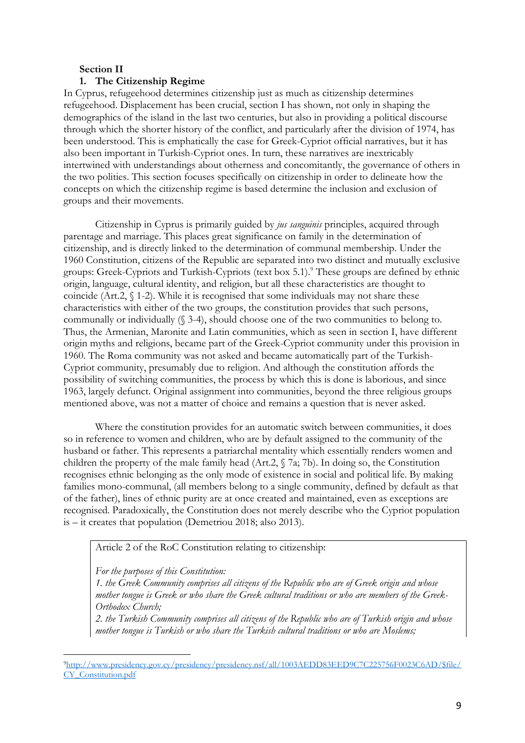**Section II**

## 1. The Citizenship Regime

In Cyprus, refugeehood determines citizenship just as much as citizenship determines refugeehood. Displacement has been crucial, section I has shown, not only in shaping the demographics of the island in the last two centuries, but also in providing a political discourse through which the shorter history of the conflict, and particularly after the division of 1974, has been understood. This is emphatically the case for Greek-Cypriot official narratives, but it has also been important in Turkish-Cypriot ones. In turn, these narratives are inextricably intertwined with understandings about otherness and concomitantly, the governance of others in the two polities. This section focuses specifically on citizenship in order to delineate how the concepts on which the citizenship regime is based determine the inclusion and exclusion of groups and their movements.

Citizenship in Cyprus is primarily guided by *jus sanguinis* principles, acquired through parentage and marriage. This places great significance on family in the determination of citizenship, and is directly linked to the determination of communal membership. Under the 1960 Constitution, citizens of the Republic are separated into two distinct and mutually exclusive groups: Greek-Cypriots and Turkish-Cypriots (text box 5.1).[9] These groups are defined by ethnic origin, language, cultural identity, and religion, but all these characteristics are thought to coincide (Art.2, § 1-2). While it is recognised that some individuals may not share these characteristics with either of the two groups, the constitution provides that such persons, communally or individually (§ 3-4), should choose one of the two communities to belong to. Thus, the Armenian, Maronite and Latin communities, which as seen in section I, have different origin myths and religions, became part of the Greek-Cypriot community under this provision in 1960. The Roma community was not asked and became automatically part of the Turkish-Cypriot community, presumably due to religion. And although the constitution affords the possibility of switching communities, the process by which this is done is laborious, and since 1963, largely defunct. Original assignment into communities, beyond the three religious groups mentioned above, was not a matter of choice and remains a question that is never asked.

Where the constitution provides for an automatic switch between communities, it does so in reference to women and children, who are by default assigned to the community of the husband or father. This represents a patriarchal mentality which essentially renders women and children the property of the male family head (Art.2, § 7a; 7b). In doing so, the Constitution recognises ethnic belonging as the only mode of existence in social and political life. By making families mono-communal, (all members belong to a single community, defined by default as that of the father), lines of ethnic purity are at once created and maintained, even as exceptions are recognised. Paradoxically, the Constitution does not merely describe who the Cypriot population is – it creates that population (Demetriou 2018; also 2013).

> Article 2 of the RoC Constitution relating to citizenship:
>
> *For the purposes of this Constitution:*
>
> *1. the Greek Community comprises all citizens of the Republic who are of Greek origin and whose mother tongue is Greek or who share the Greek cultural traditions or who are members of the Greek-Orthodox Church;*
>
> *2. the Turkish Community comprises all citizens of the Republic who are of Turkish origin and whose mother tongue is Turkish or who share the Turkish cultural traditions or who are Moslems;*

[9] http://www.presidency.gov.cy/presidency/presidency.nsf/all/1003AEDD83EED9C7C225756F0023C6AD/$file/CY_Constitution.pdf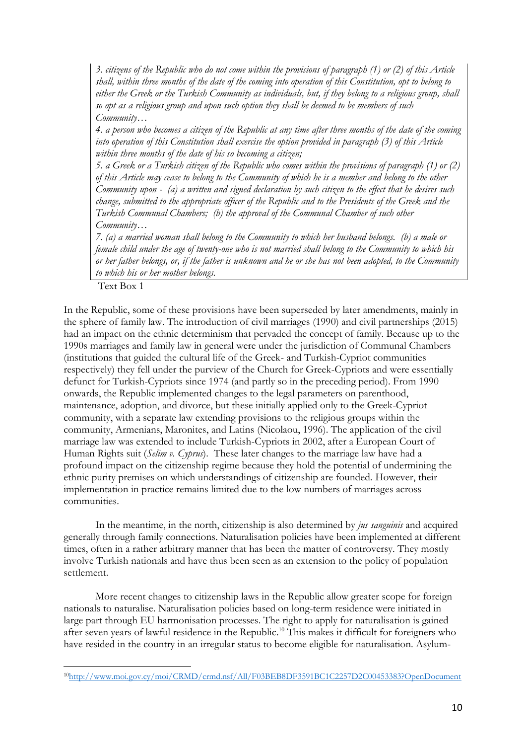*3. citizens of the Republic who do not come within the provisions of paragraph (1) or (2) of this Article shall, within three months of the date of the coming into operation of this Constitution, opt to belong to either the Greek or the Turkish Community as individuals, but, if they belong to a religious group, shall so opt as a religious group and upon such option they shall be deemed to be members of such Community…*

*4. a person who becomes a citizen of the Republic at any time after three months of the date of the coming into operation of this Constitution shall exercise the option provided in paragraph (3) of this Article within three months of the date of his so becoming a citizen;*

*5. a Greek or a Turkish citizen of the Republic who comes within the provisions of paragraph (1) or (2) of this Article may cease to belong to the Community of which he is a member and belong to the other Community upon - (a) a written and signed declaration by such citizen to the effect that he desires such change, submitted to the appropriate officer of the Republic and to the Presidents of the Greek and the Turkish Communal Chambers; (b) the approval of the Communal Chamber of such other Community…*

*7. (a) a married woman shall belong to the Community to which her husband belongs. (b) a male or female child under the age of twenty-one who is not married shall belong to the Community to which his or her father belongs, or, if the father is unknown and he or she has not been adopted, to the Community to which his or her mother belongs.*

Text Box 1

In the Republic, some of these provisions have been superseded by later amendments, mainly in the sphere of family law. The introduction of civil marriages (1990) and civil partnerships (2015) had an impact on the ethnic determinism that pervaded the concept of family. Because up to the 1990s marriages and family law in general were under the jurisdiction of Communal Chambers (institutions that guided the cultural life of the Greek- and Turkish-Cypriot communities respectively) they fell under the purview of the Church for Greek-Cypriots and were essentially defunct for Turkish-Cypriots since 1974 (and partly so in the preceding period). From 1990 onwards, the Republic implemented changes to the legal parameters on parenthood, maintenance, adoption, and divorce, but these initially applied only to the Greek-Cypriot community, with a separate law extending provisions to the religious groups within the community, Armenians, Maronites, and Latins (Nicolaou, 1996). The application of the civil marriage law was extended to include Turkish-Cypriots in 2002, after a European Court of Human Rights suit (*Selim v. Cyprus*). These later changes to the marriage law have had a profound impact on the citizenship regime because they hold the potential of undermining the ethnic purity premises on which understandings of citizenship are founded. However, their implementation in practice remains limited due to the low numbers of marriages across communities.

In the meantime, in the north, citizenship is also determined by *jus sanguinis* and acquired generally through family connections. Naturalisation policies have been implemented at different times, often in a rather arbitrary manner that has been the matter of controversy. They mostly involve Turkish nationals and have thus been seen as an extension to the policy of population settlement.

More recent changes to citizenship laws in the Republic allow greater scope for foreign nationals to naturalise. Naturalisation policies based on long-term residence were initiated in large part through EU harmonisation processes. The right to apply for naturalisation is gained after seven years of lawful residence in the Republic.[10] This makes it difficult for foreigners who have resided in the country in an irregular status to become eligible for naturalisation. Asylum-

[10] http://www.moi.gov.cy/moi/CRMD/crmd.nsf/All/F03BEB8DF3591BC1C2257D2C00453383?OpenDocument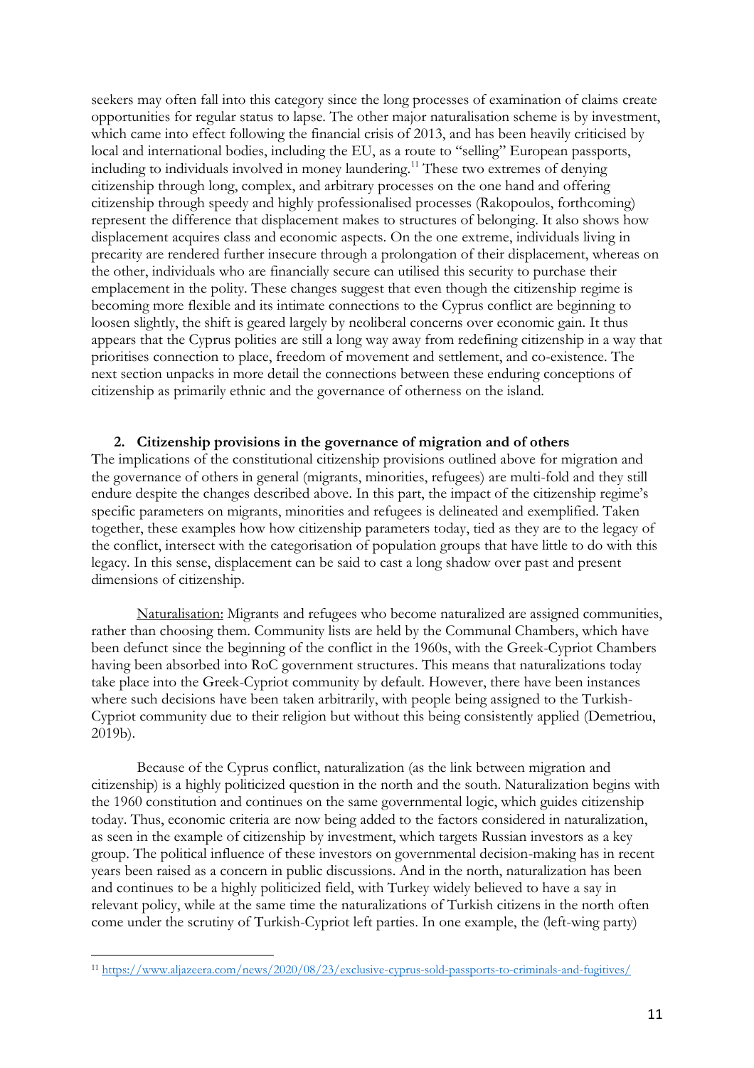seekers may often fall into this category since the long processes of examination of claims create opportunities for regular status to lapse. The other major naturalisation scheme is by investment, which came into effect following the financial crisis of 2013, and has been heavily criticised by local and international bodies, including the EU, as a route to "selling" European passports, including to individuals involved in money laundering.[11] These two extremes of denying citizenship through long, complex, and arbitrary processes on the one hand and offering citizenship through speedy and highly professionalised processes (Rakopoulos, forthcoming) represent the difference that displacement makes to structures of belonging. It also shows how displacement acquires class and economic aspects. On the one extreme, individuals living in precarity are rendered further insecure through a prolongation of their displacement, whereas on the other, individuals who are financially secure can utilised this security to purchase their emplacement in the polity. These changes suggest that even though the citizenship regime is becoming more flexible and its intimate connections to the Cyprus conflict are beginning to loosen slightly, the shift is geared largely by neoliberal concerns over economic gain. It thus appears that the Cyprus polities are still a long way away from redefining citizenship in a way that prioritises connection to place, freedom of movement and settlement, and co-existence. The next section unpacks in more detail the connections between these enduring conceptions of citizenship as primarily ethnic and the governance of otherness on the island.

## 2. Citizenship provisions in the governance of migration and of others

The implications of the constitutional citizenship provisions outlined above for migration and the governance of others in general (migrants, minorities, refugees) are multi-fold and they still endure despite the changes described above. In this part, the impact of the citizenship regime's specific parameters on migrants, minorities and refugees is delineated and exemplified. Taken together, these examples how how citizenship parameters today, tied as they are to the legacy of the conflict, intersect with the categorisation of population groups that have little to do with this legacy. In this sense, displacement can be said to cast a long shadow over past and present dimensions of citizenship.

Naturalisation: Migrants and refugees who become naturalized are assigned communities, rather than choosing them. Community lists are held by the Communal Chambers, which have been defunct since the beginning of the conflict in the 1960s, with the Greek-Cypriot Chambers having been absorbed into RoC government structures. This means that naturalizations today take place into the Greek-Cypriot community by default. However, there have been instances where such decisions have been taken arbitrarily, with people being assigned to the Turkish-Cypriot community due to their religion but without this being consistently applied (Demetriou, 2019b).

Because of the Cyprus conflict, naturalization (as the link between migration and citizenship) is a highly politicized question in the north and the south. Naturalization begins with the 1960 constitution and continues on the same governmental logic, which guides citizenship today. Thus, economic criteria are now being added to the factors considered in naturalization, as seen in the example of citizenship by investment, which targets Russian investors as a key group. The political influence of these investors on governmental decision-making has in recent years been raised as a concern in public discussions. And in the north, naturalization has been and continues to be a highly politicized field, with Turkey widely believed to have a say in relevant policy, while at the same time the naturalizations of Turkish citizens in the north often come under the scrutiny of Turkish-Cypriot left parties. In one example, the (left-wing party)

---

[11] https://www.aljazeera.com/news/2020/08/23/exclusive-cyprus-sold-passports-to-criminals-and-fugitives/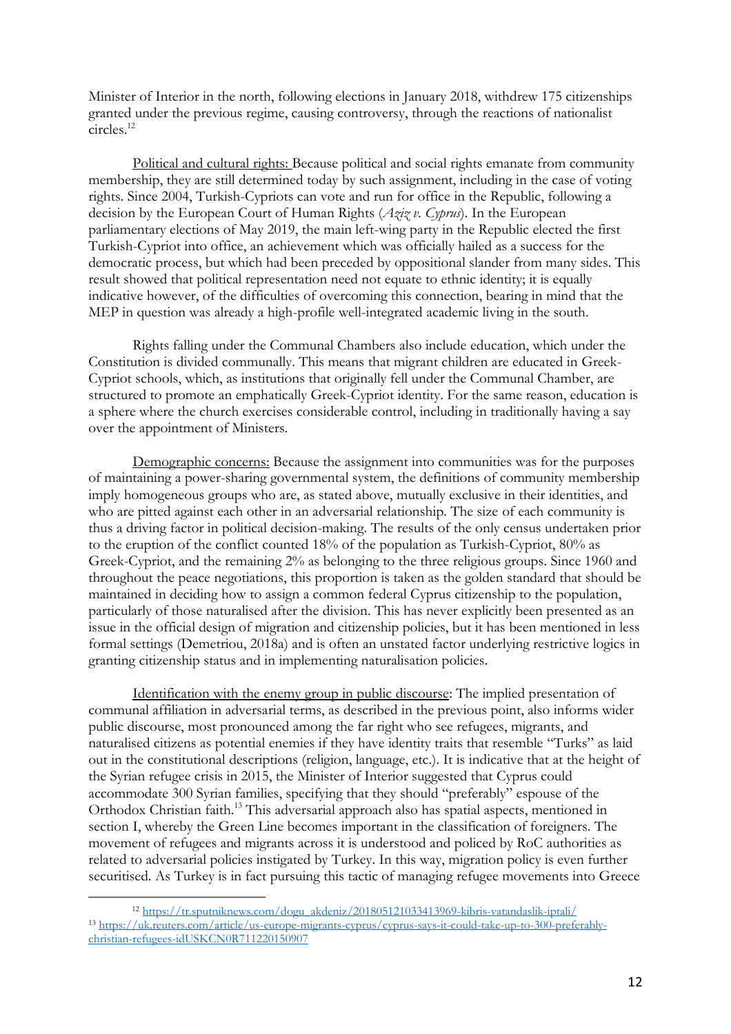Minister of Interior in the north, following elections in January 2018, withdrew 175 citizenships granted under the previous regime, causing controversy, through the reactions of nationalist circles.[12]

<u>Political and cultural rights:</u> Because political and social rights emanate from community membership, they are still determined today by such assignment, including in the case of voting rights. Since 2004, Turkish-Cypriots can vote and run for office in the Republic, following a decision by the European Court of Human Rights (*Aziz v. Cyprus*). In the European parliamentary elections of May 2019, the main left-wing party in the Republic elected the first Turkish-Cypriot into office, an achievement which was officially hailed as a success for the democratic process, but which had been preceded by oppositional slander from many sides. This result showed that political representation need not equate to ethnic identity; it is equally indicative however, of the difficulties of overcoming this connection, bearing in mind that the MEP in question was already a high-profile well-integrated academic living in the south.

Rights falling under the Communal Chambers also include education, which under the Constitution is divided communally. This means that migrant children are educated in Greek-Cypriot schools, which, as institutions that originally fell under the Communal Chamber, are structured to promote an emphatically Greek-Cypriot identity. For the same reason, education is a sphere where the church exercises considerable control, including in traditionally having a say over the appointment of Ministers.

<u>Demographic concerns:</u> Because the assignment into communities was for the purposes of maintaining a power-sharing governmental system, the definitions of community membership imply homogeneous groups who are, as stated above, mutually exclusive in their identities, and who are pitted against each other in an adversarial relationship. The size of each community is thus a driving factor in political decision-making. The results of the only census undertaken prior to the eruption of the conflict counted 18% of the population as Turkish-Cypriot, 80% as Greek-Cypriot, and the remaining 2% as belonging to the three religious groups. Since 1960 and throughout the peace negotiations, this proportion is taken as the golden standard that should be maintained in deciding how to assign a common federal Cyprus citizenship to the population, particularly of those naturalised after the division. This has never explicitly been presented as an issue in the official design of migration and citizenship policies, but it has been mentioned in less formal settings (Demetriou, 2018a) and is often an unstated factor underlying restrictive logics in granting citizenship status and in implementing naturalisation policies.

<u>Identification with the enemy group in public discourse</u>: The implied presentation of communal affiliation in adversarial terms, as described in the previous point, also informs wider public discourse, most pronounced among the far right who see refugees, migrants, and naturalised citizens as potential enemies if they have identity traits that resemble "Turks" as laid out in the constitutional descriptions (religion, language, etc.). It is indicative that at the height of the Syrian refugee crisis in 2015, the Minister of Interior suggested that Cyprus could accommodate 300 Syrian families, specifying that they should "preferably" espouse of the Orthodox Christian faith.[13] This adversarial approach also has spatial aspects, mentioned in section I, whereby the Green Line becomes important in the classification of foreigners. The movement of refugees and migrants across it is understood and policed by RoC authorities as related to adversarial policies instigated by Turkey. In this way, migration policy is even further securitised. As Turkey is in fact pursuing this tactic of managing refugee movements into Greece

---

[12] https://tr.sputniknews.com/dogu_akdeniz/201805121033413969-kibris-vatandaslik-iptali/

[13] https://uk.reuters.com/article/us-europe-migrants-cyprus/cyprus-says-it-could-take-up-to-300-preferably-christian-refugees-idUSKCN0R711220150907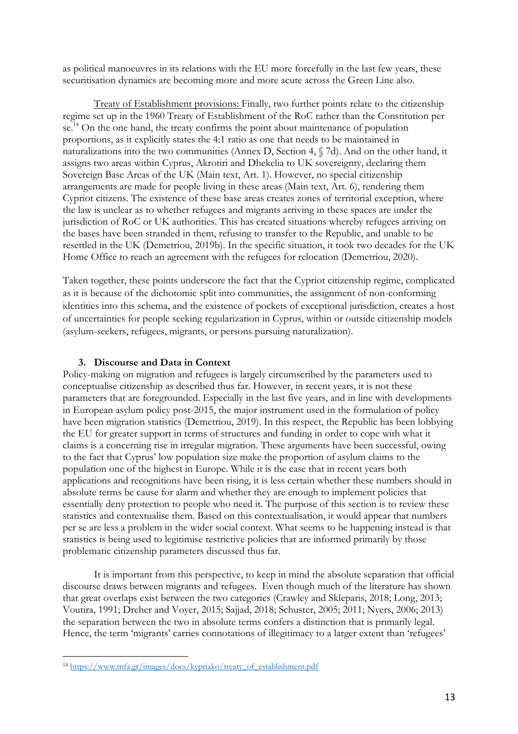as political manoeuvres in its relations with the EU more forcefully in the last few years, these securitisation dynamics are becoming more and more acute across the Green Line also.

Treaty of Establishment provisions: Finally, two further points relate to the citizenship regime set up in the 1960 Treaty of Establishment of the RoC rather than the Constitution per se.[14] On the one hand, the treaty confirms the point about maintenance of population proportions, as it explicitly states the 4:1 ratio as one that needs to be maintained in naturalizations into the two communities (Annex D, Section 4, § 7d). And on the other hand, it assigns two areas within Cyprus, Akrotiri and Dhekelia to UK sovereignty, declaring them Sovereign Base Areas of the UK (Main text, Art. 1). However, no special citizenship arrangements are made for people living in these areas (Main text, Art. 6), rendering them Cypriot citizens. The existence of these base areas creates zones of territorial exception, where the law is unclear as to whether refugees and migrants arriving in these spaces are under the jurisdiction of RoC or UK authorities. This has created situations whereby refugees arriving on the bases have been stranded in them, refusing to transfer to the Republic, and unable to be resettled in the UK (Demetriou, 2019b). In the specific situation, it took two decades for the UK Home Office to reach an agreement with the refugees for relocation (Demetriou, 2020).

Taken together, these points underscore the fact that the Cypriot citizenship regime, complicated as it is because of the dichotomic split into communities, the assignment of non-conforming identities into this schema, and the existence of pockets of exceptional jurisdiction, creates a host of uncertainties for people seeking regularization in Cyprus, within or outside citizenship models (asylum-seekers, refugees, migrants, or persons pursuing naturalization).

## 3. Discourse and Data in Context

Policy-making on migration and refugees is largely circumscribed by the parameters used to conceptualise citizenship as described thus far. However, in recent years, it is not these parameters that are foregrounded. Especially in the last five years, and in line with developments in European asylum policy post-2015, the major instrument used in the formulation of policy have been migration statistics (Demetriou, 2019). In this respect, the Republic has been lobbying the EU for greater support in terms of structures and funding in order to cope with what it claims is a concerning rise in irregular migration. These arguments have been successful, owing to the fact that Cyprus' low population size make the proportion of asylum claims to the population one of the highest in Europe. While it is the case that in recent years both applications and recognitions have been rising, it is less certain whether these numbers should in absolute terms be cause for alarm and whether they are enough to implement policies that essentially deny protection to people who need it. The purpose of this section is to review these statistics and contextualise them. Based on this contextualisation, it would appear that numbers per se are less a problem in the wider social context. What seems to be happening instead is that statistics is being used to legitimise restrictive policies that are informed primarily by those problematic citizenship parameters discussed thus far.

It is important from this perspective, to keep in mind the absolute separation that official discourse draws between migrants and refugees. Even though much of the literature has shown that great overlaps exist between the two categories (Crawley and Skleparis, 2018; Long, 2013; Voutira, 1991; Dreher and Voyer, 2015; Sajjad, 2018; Schuster, 2005; 2011; Nyers, 2006; 2013) the separation between the two in absolute terms confers a distinction that is primarily legal. Hence, the term 'migrants' carries connotations of illegitimacy to a larger extent than 'refugees'

[14] https://www.mfa.gr/images/docs/kypriako/treaty_of_establishment.pdf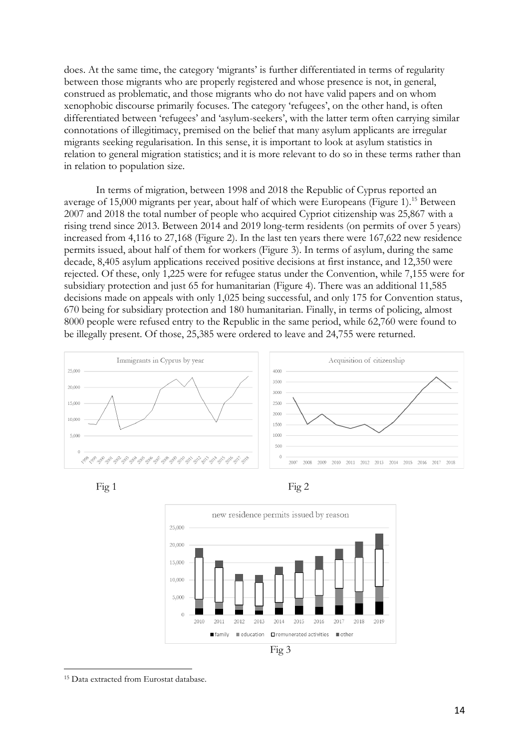does. At the same time, the category 'migrants' is further differentiated in terms of regularity between those migrants who are properly registered and whose presence is not, in general, construed as problematic, and those migrants who do not have valid papers and on whom xenophobic discourse primarily focuses. The category 'refugees', on the other hand, is often differentiated between 'refugees' and 'asylum-seekers', with the latter term often carrying similar connotations of illegitimacy, premised on the belief that many asylum applicants are irregular migrants seeking regularisation. In this sense, it is important to look at asylum statistics in relation to general migration statistics; and it is more relevant to do so in these terms rather than in relation to population size.

In terms of migration, between 1998 and 2018 the Republic of Cyprus reported an average of 15,000 migrants per year, about half of which were Europeans (Figure 1).[15] Between 2007 and 2018 the total number of people who acquired Cypriot citizenship was 25,867 with a rising trend since 2013. Between 2014 and 2019 long-term residents (on permits of over 5 years) increased from 4,116 to 27,168 (Figure 2). In the last ten years there were 167,622 new residence permits issued, about half of them for workers (Figure 3). In terms of asylum, during the same decade, 8,405 asylum applications received positive decisions at first instance, and 12,350 were rejected. Of these, only 1,225 were for refugee status under the Convention, while 7,155 were for subsidiary protection and just 65 for humanitarian (Figure 4). There was an additional 11,585 decisions made on appeals with only 1,025 being successful, and only 175 for Convention status, 670 being for subsidiary protection and 180 humanitarian. Finally, in terms of policing, almost 8000 people were refused entry to the Republic in the same period, while 62,760 were found to be illegally present. Of those, 25,385 were ordered to leave and 24,755 were returned.

Fig 1

Fig 2

Fig 3

[15] Data extracted from Eurostat database.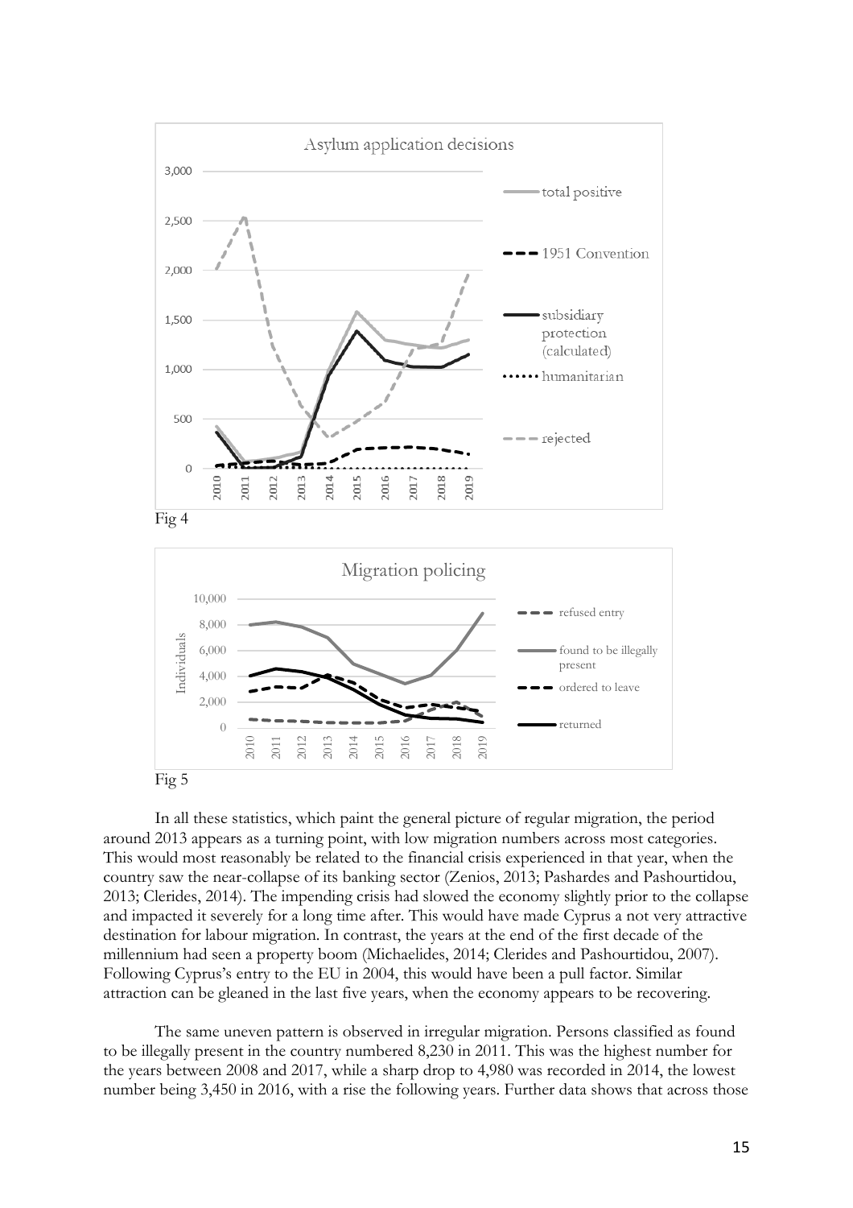Fig 4

Fig 5

In all these statistics, which paint the general picture of regular migration, the period around 2013 appears as a turning point, with low migration numbers across most categories. This would most reasonably be related to the financial crisis experienced in that year, when the country saw the near-collapse of its banking sector (Zenios, 2013; Pashardes and Pashourtidou, 2013; Clerides, 2014). The impending crisis had slowed the economy slightly prior to the collapse and impacted it severely for a long time after. This would have made Cyprus a not very attractive destination for labour migration. In contrast, the years at the end of the first decade of the millennium had seen a property boom (Michaelides, 2014; Clerides and Pashourtidou, 2007). Following Cyprus's entry to the EU in 2004, this would have been a pull factor. Similar attraction can be gleaned in the last five years, when the economy appears to be recovering.

The same uneven pattern is observed in irregular migration. Persons classified as found to be illegally present in the country numbered 8,230 in 2011. This was the highest number for the years between 2008 and 2017, while a sharp drop to 4,980 was recorded in 2014, the lowest number being 3,450 in 2016, with a rise the following years. Further data shows that across those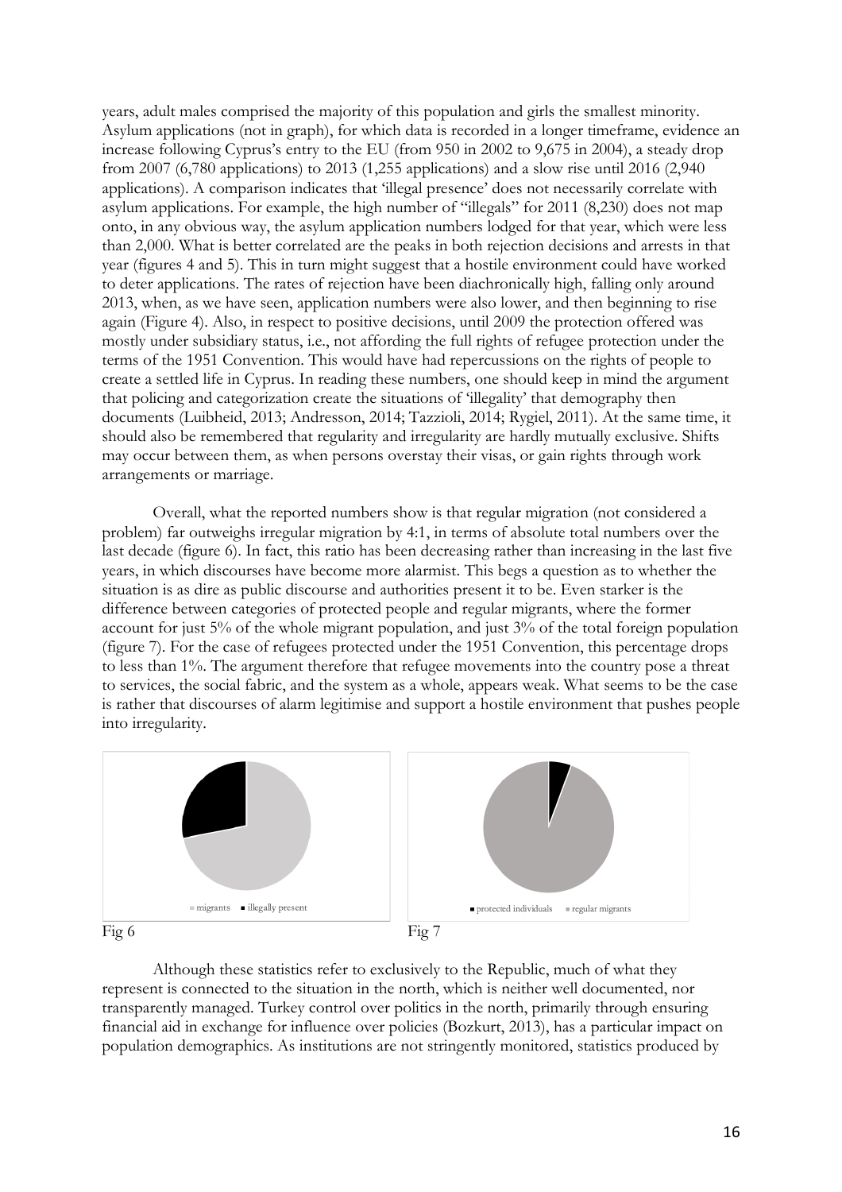years, adult males comprised the majority of this population and girls the smallest minority. Asylum applications (not in graph), for which data is recorded in a longer timeframe, evidence an increase following Cyprus's entry to the EU (from 950 in 2002 to 9,675 in 2004), a steady drop from 2007 (6,780 applications) to 2013 (1,255 applications) and a slow rise until 2016 (2,940 applications). A comparison indicates that 'illegal presence' does not necessarily correlate with asylum applications. For example, the high number of "illegals" for 2011 (8,230) does not map onto, in any obvious way, the asylum application numbers lodged for that year, which were less than 2,000. What is better correlated are the peaks in both rejection decisions and arrests in that year (figures 4 and 5). This in turn might suggest that a hostile environment could have worked to deter applications. The rates of rejection have been diachronically high, falling only around 2013, when, as we have seen, application numbers were also lower, and then beginning to rise again (Figure 4). Also, in respect to positive decisions, until 2009 the protection offered was mostly under subsidiary status, i.e., not affording the full rights of refugee protection under the terms of the 1951 Convention. This would have had repercussions on the rights of people to create a settled life in Cyprus. In reading these numbers, one should keep in mind the argument that policing and categorization create the situations of 'illegality' that demography then documents (Luibheid, 2013; Andresson, 2014; Tazzioli, 2014; Rygiel, 2011). At the same time, it should also be remembered that regularity and irregularity are hardly mutually exclusive. Shifts may occur between them, as when persons overstay their visas, or gain rights through work arrangements or marriage.

Overall, what the reported numbers show is that regular migration (not considered a problem) far outweighs irregular migration by 4:1, in terms of absolute total numbers over the last decade (figure 6). In fact, this ratio has been decreasing rather than increasing in the last five years, in which discourses have become more alarmist. This begs a question as to whether the situation is as dire as public discourse and authorities present it to be. Even starker is the difference between categories of protected people and regular migrants, where the former account for just 5% of the whole migrant population, and just 3% of the total foreign population (figure 7). For the case of refugees protected under the 1951 Convention, this percentage drops to less than 1%. The argument therefore that refugee movements into the country pose a threat to services, the social fabric, and the system as a whole, appears weak. What seems to be the case is rather that discourses of alarm legitimise and support a hostile environment that pushes people into irregularity.

Fig 6

Fig 7

Although these statistics refer to exclusively to the Republic, much of what they represent is connected to the situation in the north, which is neither well documented, nor transparently managed. Turkey control over politics in the north, primarily through ensuring financial aid in exchange for influence over policies (Bozkurt, 2013), has a particular impact on population demographics. As institutions are not stringently monitored, statistics produced by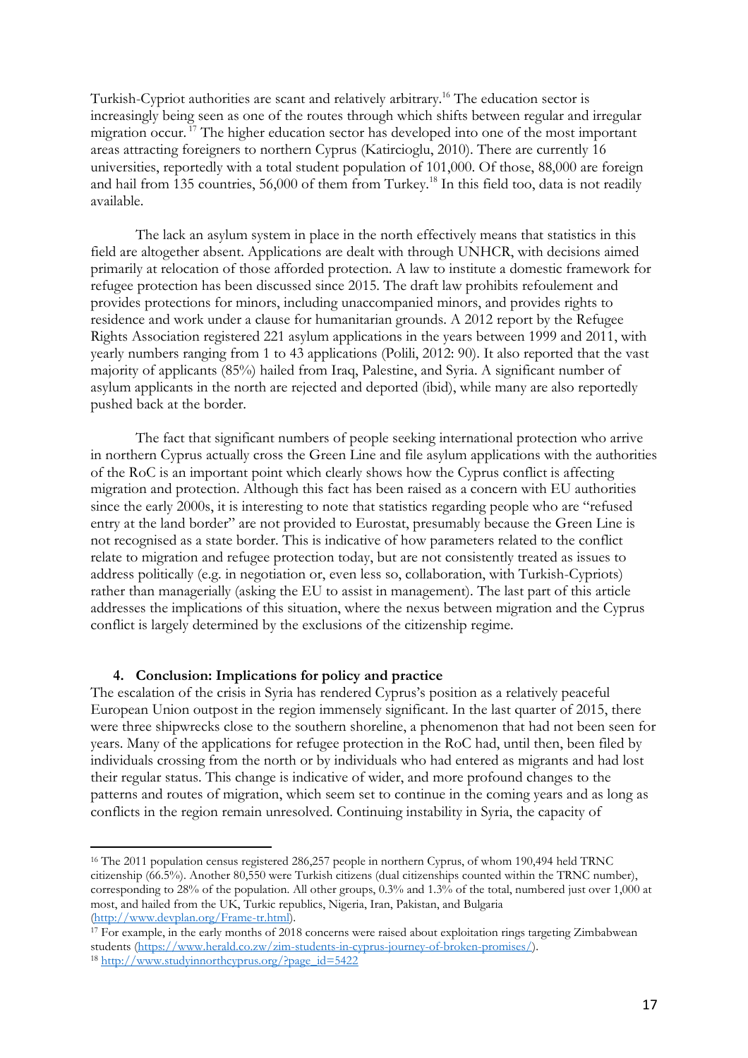Turkish-Cypriot authorities are scant and relatively arbitrary.[16] The education sector is increasingly being seen as one of the routes through which shifts between regular and irregular migration occur.[17] The higher education sector has developed into one of the most important areas attracting foreigners to northern Cyprus (Katircioglu, 2010). There are currently 16 universities, reportedly with a total student population of 101,000. Of those, 88,000 are foreign and hail from 135 countries, 56,000 of them from Turkey.[18] In this field too, data is not readily available.

The lack an asylum system in place in the north effectively means that statistics in this field are altogether absent. Applications are dealt with through UNHCR, with decisions aimed primarily at relocation of those afforded protection. A law to institute a domestic framework for refugee protection has been discussed since 2015. The draft law prohibits refoulement and provides protections for minors, including unaccompanied minors, and provides rights to residence and work under a clause for humanitarian grounds. A 2012 report by the Refugee Rights Association registered 221 asylum applications in the years between 1999 and 2011, with yearly numbers ranging from 1 to 43 applications (Polili, 2012: 90). It also reported that the vast majority of applicants (85%) hailed from Iraq, Palestine, and Syria. A significant number of asylum applicants in the north are rejected and deported (ibid), while many are also reportedly pushed back at the border.

The fact that significant numbers of people seeking international protection who arrive in northern Cyprus actually cross the Green Line and file asylum applications with the authorities of the RoC is an important point which clearly shows how the Cyprus conflict is affecting migration and protection. Although this fact has been raised as a concern with EU authorities since the early 2000s, it is interesting to note that statistics regarding people who are "refused entry at the land border" are not provided to Eurostat, presumably because the Green Line is not recognised as a state border. This is indicative of how parameters related to the conflict relate to migration and refugee protection today, but are not consistently treated as issues to address politically (e.g. in negotiation or, even less so, collaboration, with Turkish-Cypriots) rather than managerially (asking the EU to assist in management). The last part of this article addresses the implications of this situation, where the nexus between migration and the Cyprus conflict is largely determined by the exclusions of the citizenship regime.

## 4. Conclusion: Implications for policy and practice

The escalation of the crisis in Syria has rendered Cyprus's position as a relatively peaceful European Union outpost in the region immensely significant. In the last quarter of 2015, there were three shipwrecks close to the southern shoreline, a phenomenon that had not been seen for years. Many of the applications for refugee protection in the RoC had, until then, been filed by individuals crossing from the north or by individuals who had entered as migrants and had lost their regular status. This change is indicative of wider, and more profound changes to the patterns and routes of migration, which seem set to continue in the coming years and as long as conflicts in the region remain unresolved. Continuing instability in Syria, the capacity of

---

[16] The 2011 population census registered 286,257 people in northern Cyprus, of whom 190,494 held TRNC citizenship (66.5%). Another 80,550 were Turkish citizens (dual citizenships counted within the TRNC number), corresponding to 28% of the population. All other groups, 0.3% and 1.3% of the total, numbered just over 1,000 at most, and hailed from the UK, Turkic republics, Nigeria, Iran, Pakistan, and Bulgaria (http://www.devplan.org/Frame-tr.html).

[17] For example, in the early months of 2018 concerns were raised about exploitation rings targeting Zimbabwean students (https://www.herald.co.zw/zim-students-in-cyprus-journey-of-broken-promises/).

[18] http://www.studyinnorthcyprus.org/?page_id=5422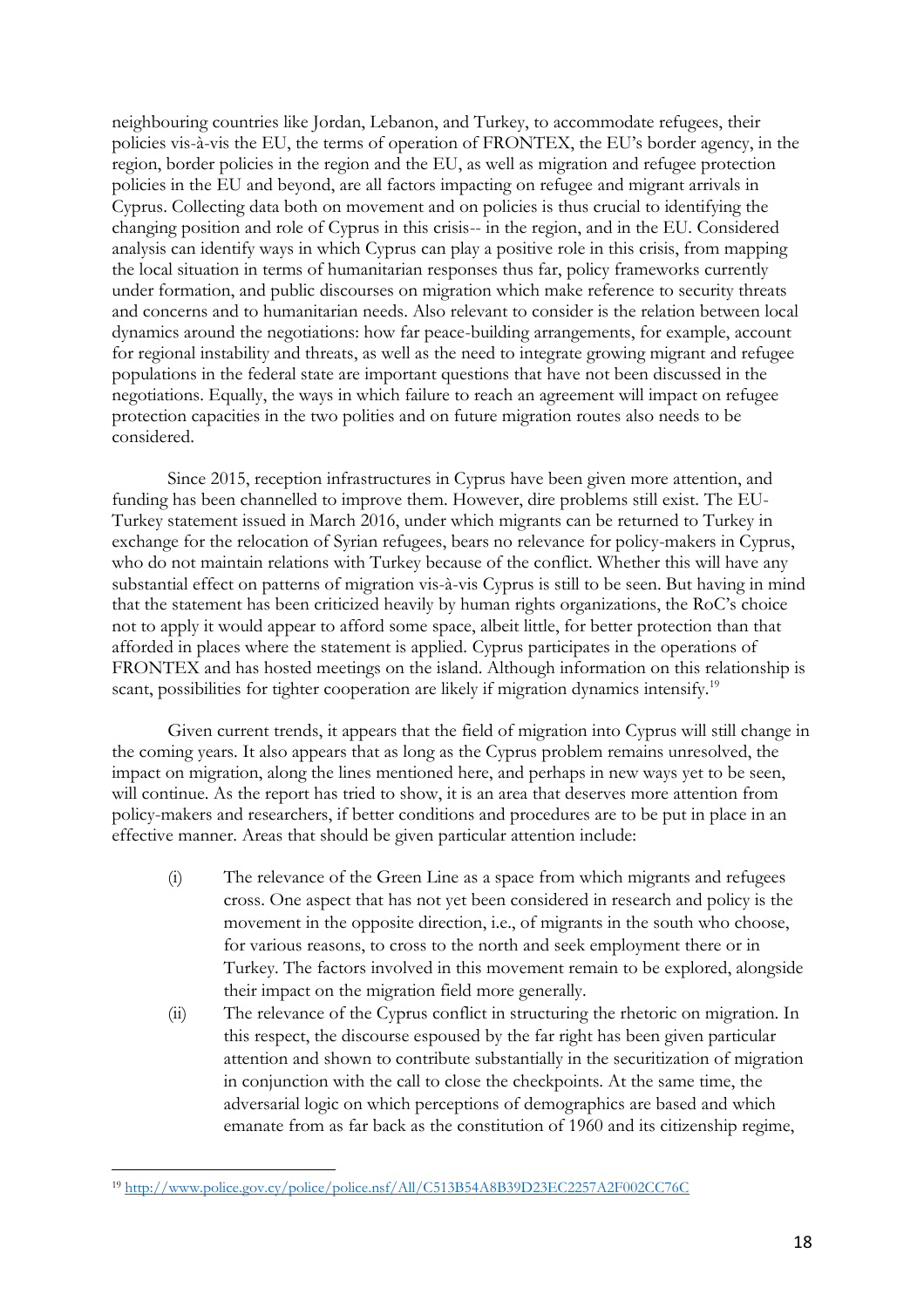neighbouring countries like Jordan, Lebanon, and Turkey, to accommodate refugees, their policies vis-à-vis the EU, the terms of operation of FRONTEX, the EU's border agency, in the region, border policies in the region and the EU, as well as migration and refugee protection policies in the EU and beyond, are all factors impacting on refugee and migrant arrivals in Cyprus. Collecting data both on movement and on policies is thus crucial to identifying the changing position and role of Cyprus in this crisis-- in the region, and in the EU. Considered analysis can identify ways in which Cyprus can play a positive role in this crisis, from mapping the local situation in terms of humanitarian responses thus far, policy frameworks currently under formation, and public discourses on migration which make reference to security threats and concerns and to humanitarian needs. Also relevant to consider is the relation between local dynamics around the negotiations: how far peace-building arrangements, for example, account for regional instability and threats, as well as the need to integrate growing migrant and refugee populations in the federal state are important questions that have not been discussed in the negotiations. Equally, the ways in which failure to reach an agreement will impact on refugee protection capacities in the two polities and on future migration routes also needs to be considered.

Since 2015, reception infrastructures in Cyprus have been given more attention, and funding has been channelled to improve them. However, dire problems still exist. The EU-Turkey statement issued in March 2016, under which migrants can be returned to Turkey in exchange for the relocation of Syrian refugees, bears no relevance for policy-makers in Cyprus, who do not maintain relations with Turkey because of the conflict. Whether this will have any substantial effect on patterns of migration vis-à-vis Cyprus is still to be seen. But having in mind that the statement has been criticized heavily by human rights organizations, the RoC's choice not to apply it would appear to afford some space, albeit little, for better protection than that afforded in places where the statement is applied. Cyprus participates in the operations of FRONTEX and has hosted meetings on the island. Although information on this relationship is scant, possibilities for tighter cooperation are likely if migration dynamics intensify.[19]

Given current trends, it appears that the field of migration into Cyprus will still change in the coming years. It also appears that as long as the Cyprus problem remains unresolved, the impact on migration, along the lines mentioned here, and perhaps in new ways yet to be seen, will continue. As the report has tried to show, it is an area that deserves more attention from policy-makers and researchers, if better conditions and procedures are to be put in place in an effective manner. Areas that should be given particular attention include:

(i) The relevance of the Green Line as a space from which migrants and refugees cross. One aspect that has not yet been considered in research and policy is the movement in the opposite direction, i.e., of migrants in the south who choose, for various reasons, to cross to the north and seek employment there or in Turkey. The factors involved in this movement remain to be explored, alongside their impact on the migration field more generally.

(ii) The relevance of the Cyprus conflict in structuring the rhetoric on migration. In this respect, the discourse espoused by the far right has been given particular attention and shown to contribute substantially in the securitization of migration in conjunction with the call to close the checkpoints. At the same time, the adversarial logic on which perceptions of demographics are based and which emanate from as far back as the constitution of 1960 and its citizenship regime,

[19] http://www.police.gov.cy/police/police.nsf/All/C513B54A8B39D23EC2257A2F002CC76C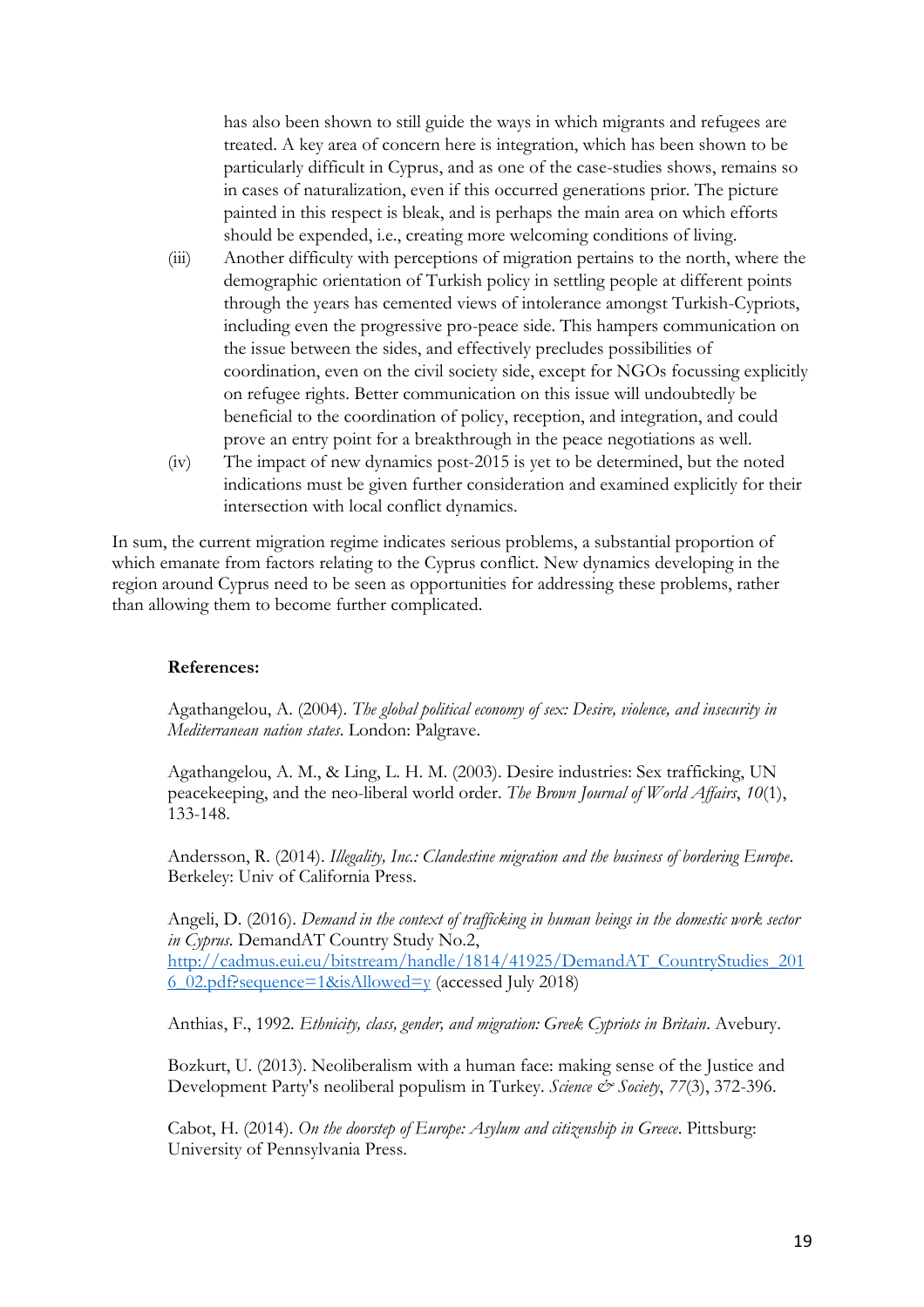has also been shown to still guide the ways in which migrants and refugees are treated. A key area of concern here is integration, which has been shown to be particularly difficult in Cyprus, and as one of the case-studies shows, remains so in cases of naturalization, even if this occurred generations prior. The picture painted in this respect is bleak, and is perhaps the main area on which efforts should be expended, i.e., creating more welcoming conditions of living.

(iii) Another difficulty with perceptions of migration pertains to the north, where the demographic orientation of Turkish policy in settling people at different points through the years has cemented views of intolerance amongst Turkish-Cypriots, including even the progressive pro-peace side. This hampers communication on the issue between the sides, and effectively precludes possibilities of coordination, even on the civil society side, except for NGOs focussing explicitly on refugee rights. Better communication on this issue will undoubtedly be beneficial to the coordination of policy, reception, and integration, and could prove an entry point for a breakthrough in the peace negotiations as well.

(iv) The impact of new dynamics post-2015 is yet to be determined, but the noted indications must be given further consideration and examined explicitly for their intersection with local conflict dynamics.

In sum, the current migration regime indicates serious problems, a substantial proportion of which emanate from factors relating to the Cyprus conflict. New dynamics developing in the region around Cyprus need to be seen as opportunities for addressing these problems, rather than allowing them to become further complicated.

**References:**

Agathangelou, A. (2004). *The global political economy of sex: Desire, violence, and insecurity in Mediterranean nation states*. London: Palgrave.

Agathangelou, A. M., & Ling, L. H. M. (2003). Desire industries: Sex trafficking, UN peacekeeping, and the neo-liberal world order. *The Brown Journal of World Affairs*, *10*(1), 133-148.

Andersson, R. (2014). *Illegality, Inc.: Clandestine migration and the business of bordering Europe*. Berkeley: Univ of California Press.

Angeli, D. (2016). *Demand in the context of trafficking in human beings in the domestic work sector in Cyprus*. DemandAT Country Study No.2, http://cadmus.eui.eu/bitstream/handle/1814/41925/DemandAT_CountryStudies_2016_02.pdf?sequence=1&isAllowed=y (accessed July 2018)

Anthias, F., 1992. *Ethnicity, class, gender, and migration: Greek Cypriots in Britain*. Avebury.

Bozkurt, U. (2013). Neoliberalism with a human face: making sense of the Justice and Development Party's neoliberal populism in Turkey. *Science & Society*, *77*(3), 372-396.

Cabot, H. (2014). *On the doorstep of Europe: Asylum and citizenship in Greece*. Pittsburg: University of Pennsylvania Press.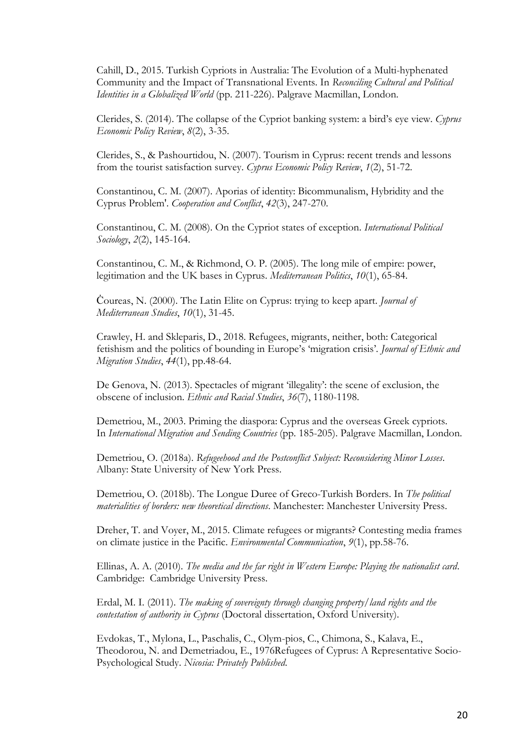Cahill, D., 2015. Turkish Cypriots in Australia: The Evolution of a Multi-hyphenated Community and the Impact of Transnational Events. In *Reconciling Cultural and Political Identities in a Globalized World* (pp. 211-226). Palgrave Macmillan, London.

Clerides, S. (2014). The collapse of the Cypriot banking system: a bird's eye view. *Cyprus Economic Policy Review*, *8*(2), 3-35.

Clerides, S., & Pashourtidou, N. (2007). Tourism in Cyprus: recent trends and lessons from the tourist satisfaction survey. *Cyprus Economic Policy Review*, *1*(2), 51-72.

Constantinou, C. M. (2007). Aporias of identity: Bicommunalism, Hybridity and the Cyprus Problem'. *Cooperation and Conflict*, *42*(3), 247-270.

Constantinou, C. M. (2008). On the Cypriot states of exception. *International Political Sociology*, *2*(2), 145-164.

Constantinou, C. M., & Richmond, O. P. (2005). The long mile of empire: power, legitimation and the UK bases in Cyprus. *Mediterranean Politics*, *10*(1), 65-84.

Ċoureas, N. (2000). The Latin Elite on Cyprus: trying to keep apart. *Journal of Mediterranean Studies*, *10*(1), 31-45.

Crawley, H. and Skleparis, D., 2018. Refugees, migrants, neither, both: Categorical fetishism and the politics of bounding in Europe's 'migration crisis'. *Journal of Ethnic and Migration Studies*, *44*(1), pp.48-64.

De Genova, N. (2013). Spectacles of migrant 'illegality': the scene of exclusion, the obscene of inclusion. *Ethnic and Racial Studies*, *36*(7), 1180-1198.

Demetriou, M., 2003. Priming the diaspora: Cyprus and the overseas Greek cypriots. In *International Migration and Sending Countries* (pp. 185-205). Palgrave Macmillan, London.

Demetriou, O. (2018a). *Refugeehood and the Postconflict Subject: Reconsidering Minor Losses*. Albany: State University of New York Press.

Demetriou, O. (2018b). The Longue Duree of Greco-Turkish Borders. In *The political materialities of borders: new theoretical directions*. Manchester: Manchester University Press.

Dreher, T. and Voyer, M., 2015. Climate refugees or migrants? Contesting media frames on climate justice in the Pacific. *Environmental Communication*, *9*(1), pp.58-76.

Ellinas, A. A. (2010). *The media and the far right in Western Europe: Playing the nationalist card*. Cambridge: Cambridge University Press.

Erdal, M. I. (2011). *The making of sovereignty through changing property/land rights and the contestation of authority in Cyprus* (Doctoral dissertation, Oxford University).

Evdokas, T., Mylona, L., Paschalis, C., Olym-pios, C., Chimona, S., Kalava, E., Theodorou, N. and Demetriadou, E., 1976Refugees of Cyprus: A Representative Socio-Psychological Study. *Nicosia: Privately Published*.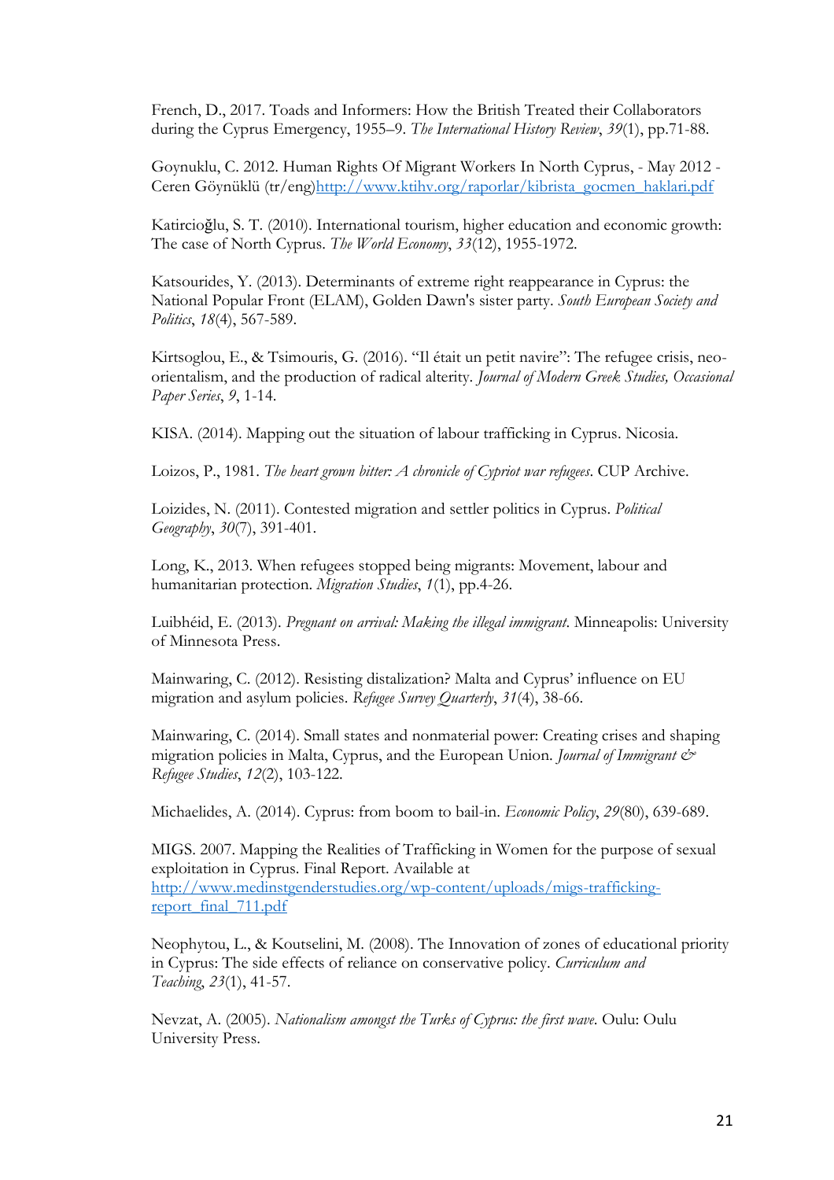French, D., 2017. Toads and Informers: How the British Treated their Collaborators during the Cyprus Emergency, 1955–9. *The International History Review*, *39*(1), pp.71-88.

Goynuklu, C. 2012. Human Rights Of Migrant Workers In North Cyprus, - May 2012 - Ceren Göynüklü (tr/eng)http://www.ktihv.org/raporlar/kibrista_gocmen_haklari.pdf

Katircioğlu, S. T. (2010). International tourism, higher education and economic growth: The case of North Cyprus. *The World Economy*, *33*(12), 1955-1972.

Katsourides, Y. (2013). Determinants of extreme right reappearance in Cyprus: the National Popular Front (ELAM), Golden Dawn's sister party. *South European Society and Politics*, *18*(4), 567-589.

Kirtsoglou, E., & Tsimouris, G. (2016). "Il était un petit navire": The refugee crisis, neo-orientalism, and the production of radical alterity. *Journal of Modern Greek Studies, Occasional Paper Series*, *9*, 1-14.

KISA. (2014). Mapping out the situation of labour trafficking in Cyprus. Nicosia.

Loizos, P., 1981. *The heart grown bitter: A chronicle of Cypriot war refugees*. CUP Archive.

Loizides, N. (2011). Contested migration and settler politics in Cyprus. *Political Geography*, *30*(7), 391-401.

Long, K., 2013. When refugees stopped being migrants: Movement, labour and humanitarian protection. *Migration Studies*, *1*(1), pp.4-26.

Luibhéid, E. (2013). *Pregnant on arrival: Making the illegal immigrant*. Minneapolis: University of Minnesota Press.

Mainwaring, C. (2012). Resisting distalization? Malta and Cyprus' influence on EU migration and asylum policies. *Refugee Survey Quarterly*, *31*(4), 38-66.

Mainwaring, C. (2014). Small states and nonmaterial power: Creating crises and shaping migration policies in Malta, Cyprus, and the European Union. *Journal of Immigrant & Refugee Studies*, *12*(2), 103-122.

Michaelides, A. (2014). Cyprus: from boom to bail-in. *Economic Policy*, *29*(80), 639-689.

MIGS. 2007. Mapping the Realities of Trafficking in Women for the purpose of sexual exploitation in Cyprus. Final Report. Available at http://www.medinstgenderstudies.org/wp-content/uploads/migs-trafficking-report_final_711.pdf

Neophytou, L., & Koutselini, M. (2008). The Innovation of zones of educational priority in Cyprus: The side effects of reliance on conservative policy. *Curriculum and Teaching*, *23*(1), 41-57.

Nevzat, A. (2005). *Nationalism amongst the Turks of Cyprus: the first wave*. Oulu: Oulu University Press.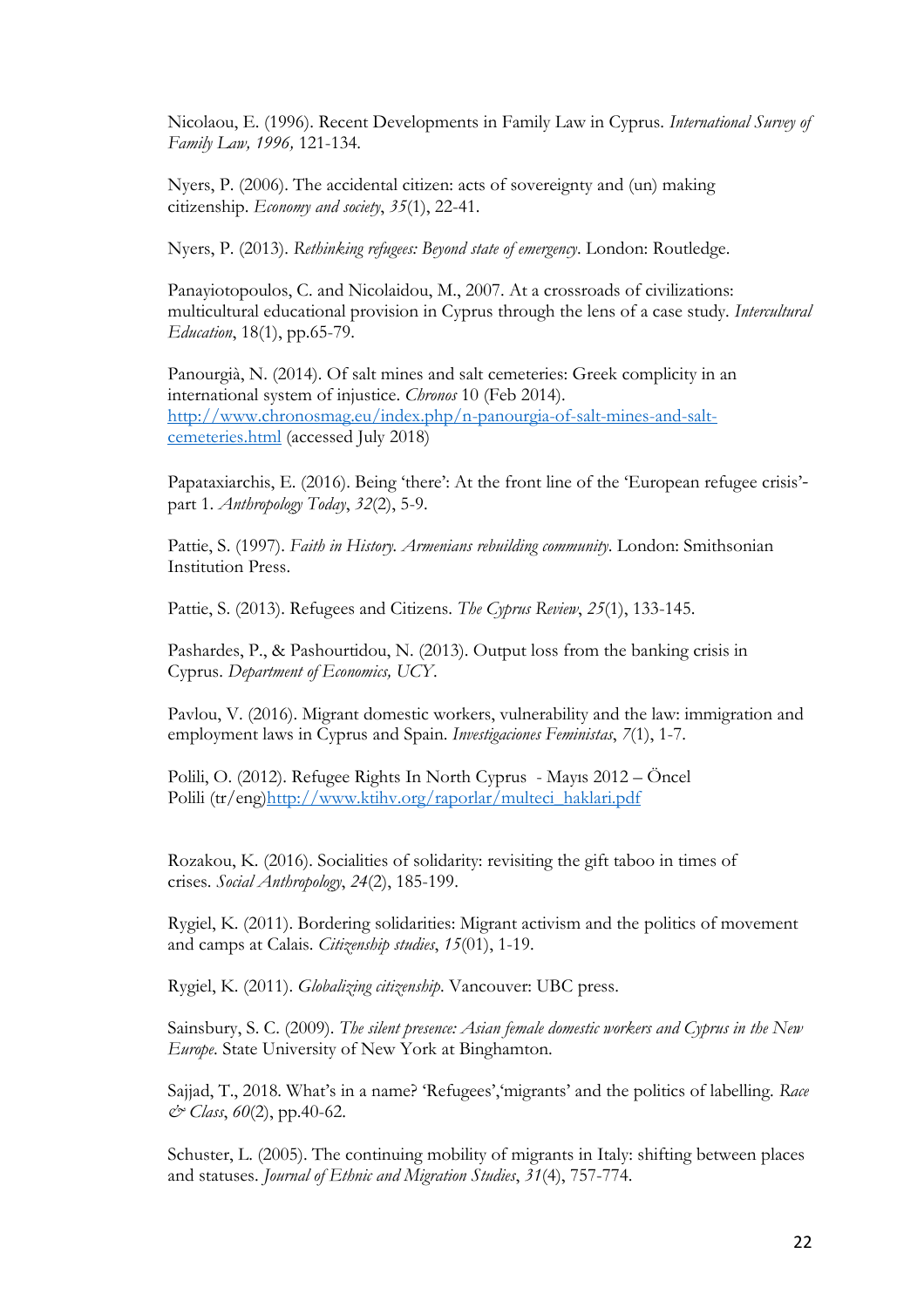Nicolaou, E. (1996). Recent Developments in Family Law in Cyprus. *International Survey of Family Law, 1996,* 121-134.

Nyers, P. (2006). The accidental citizen: acts of sovereignty and (un) making citizenship. *Economy and society*, *35*(1), 22-41.

Nyers, P. (2013). *Rethinking refugees: Beyond state of emergency*. London: Routledge.

Panayiotopoulos, C. and Nicolaidou, M., 2007. At a crossroads of civilizations: multicultural educational provision in Cyprus through the lens of a case study. *Intercultural Education*, 18(1), pp.65-79.

Panourgià, N. (2014). Of salt mines and salt cemeteries: Greek complicity in an international system of injustice. *Chronos* 10 (Feb 2014). http://www.chronosmag.eu/index.php/n-panourgia-of-salt-mines-and-salt-cemeteries.html (accessed July 2018)

Papataxiarchis, E. (2016). Being 'there': At the front line of the 'European refugee crisis'-part 1. *Anthropology Today*, *32*(2), 5-9.

Pattie, S. (1997). *Faith in History. Armenians rebuilding community*. London: Smithsonian Institution Press.

Pattie, S. (2013). Refugees and Citizens. *The Cyprus Review*, *25*(1), 133-145.

Pashardes, P., & Pashourtidou, N. (2013). Output loss from the banking crisis in Cyprus. *Department of Economics, UCY*.

Pavlou, V. (2016). Migrant domestic workers, vulnerability and the law: immigration and employment laws in Cyprus and Spain. *Investigaciones Feministas*, *7*(1), 1-7.

Polili, O. (2012). Refugee Rights In North Cyprus - Mayıs 2012 – Öncel Polili (tr/eng)http://www.ktihv.org/raporlar/multeci_haklari.pdf

Rozakou, K. (2016). Socialities of solidarity: revisiting the gift taboo in times of crises. *Social Anthropology*, *24*(2), 185-199.

Rygiel, K. (2011). Bordering solidarities: Migrant activism and the politics of movement and camps at Calais. *Citizenship studies*, *15*(01), 1-19.

Rygiel, K. (2011). *Globalizing citizenship*. Vancouver: UBC press.

Sainsbury, S. C. (2009). *The silent presence: Asian female domestic workers and Cyprus in the New Europe*. State University of New York at Binghamton.

Sajjad, T., 2018. What's in a name? 'Refugees','migrants' and the politics of labelling. *Race & Class*, *60*(2), pp.40-62.

Schuster, L. (2005). The continuing mobility of migrants in Italy: shifting between places and statuses. *Journal of Ethnic and Migration Studies*, *31*(4), 757-774.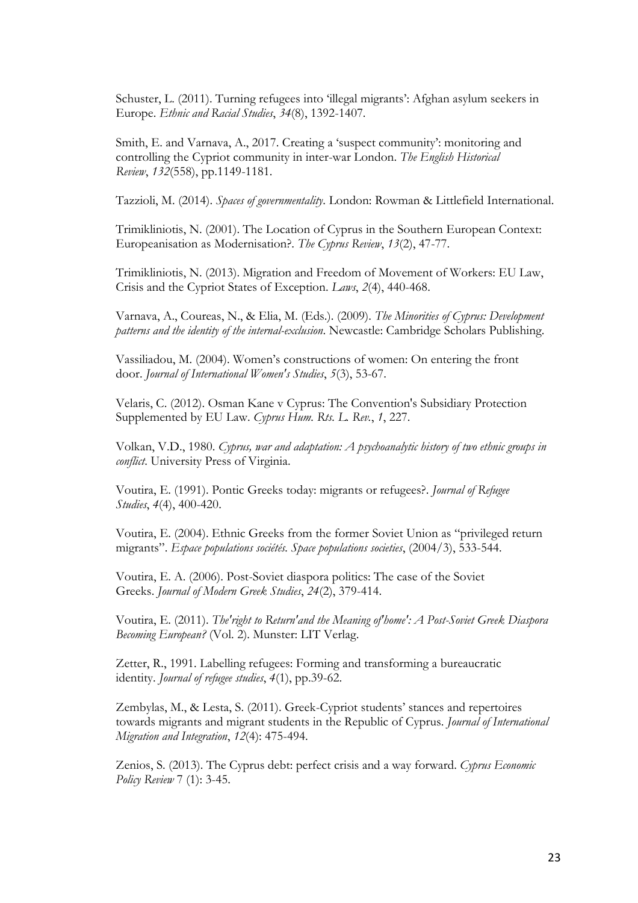Schuster, L. (2011). Turning refugees into 'illegal migrants': Afghan asylum seekers in Europe. *Ethnic and Racial Studies*, *34*(8), 1392-1407.

Smith, E. and Varnava, A., 2017. Creating a 'suspect community': monitoring and controlling the Cypriot community in inter-war London. *The English Historical Review*, *132*(558), pp.1149-1181.

Tazzioli, M. (2014). *Spaces of governmentality*. London: Rowman & Littlefield International.

Trimikliniotis, N. (2001). The Location of Cyprus in the Southern European Context: Europeanisation as Modernisation?. *The Cyprus Review*, *13*(2), 47-77.

Trimikliniotis, N. (2013). Migration and Freedom of Movement of Workers: EU Law, Crisis and the Cypriot States of Exception. *Laws*, *2*(4), 440-468.

Varnava, A., Coureas, N., & Elia, M. (Eds.). (2009). *The Minorities of Cyprus: Development patterns and the identity of the internal-exclusion*. Newcastle: Cambridge Scholars Publishing.

Vassiliadou, M. (2004). Women's constructions of women: On entering the front door. *Journal of International Women's Studies*, *5*(3), 53-67.

Velaris, C. (2012). Osman Kane v Cyprus: The Convention's Subsidiary Protection Supplemented by EU Law. *Cyprus Hum. Rts. L. Rev.*, *1*, 227.

Volkan, V.D., 1980. *Cyprus, war and adaptation: A psychoanalytic history of two ethnic groups in conflict*. University Press of Virginia.

Voutira, E. (1991). Pontic Greeks today: migrants or refugees?. *Journal of Refugee Studies*, *4*(4), 400-420.

Voutira, E. (2004). Ethnic Greeks from the former Soviet Union as "privileged return migrants". *Espace populations sociétés. Space populations societies*, (2004/3), 533-544.

Voutira, E. A. (2006). Post-Soviet diaspora politics: The case of the Soviet Greeks. *Journal of Modern Greek Studies*, *24*(2), 379-414.

Voutira, E. (2011). *The'right to Return'and the Meaning of'home': A Post-Soviet Greek Diaspora Becoming European?* (Vol. 2). Munster: LIT Verlag.

Zetter, R., 1991. Labelling refugees: Forming and transforming a bureaucratic identity. *Journal of refugee studies*, *4*(1), pp.39-62.

Zembylas, M., & Lesta, S. (2011). Greek-Cypriot students' stances and repertoires towards migrants and migrant students in the Republic of Cyprus. *Journal of International Migration and Integration*, *12*(4): 475-494.

Zenios, S. (2013). The Cyprus debt: perfect crisis and a way forward. *Cyprus Economic Policy Review* 7 (1): 3-45.